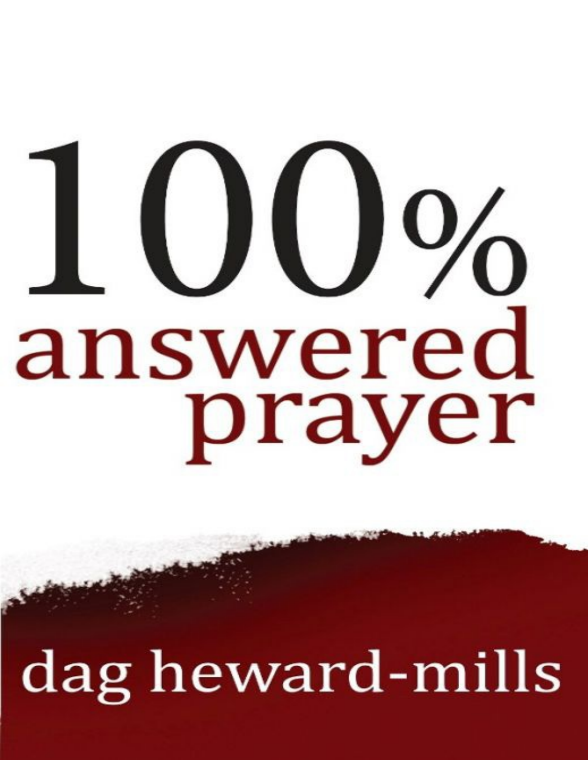# 100% answered prayer

dag heward-mills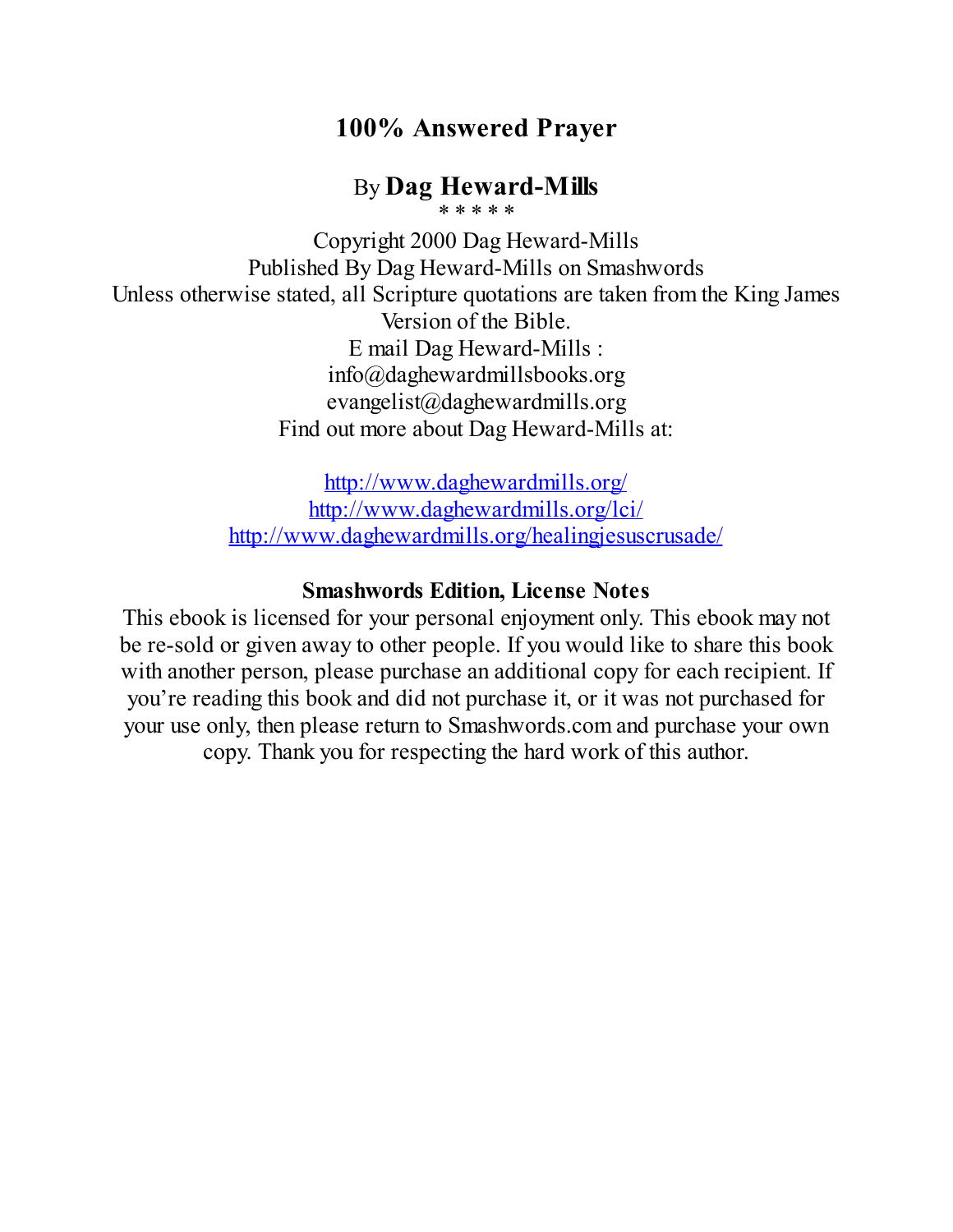# 100% Answered Prayer

By **Dag Heward-Mills**

\* \* \* \* \*

Copyright 2000 Dag Heward-Mills
Published By Dag Heward-Mills on Smashwords
Unless otherwise stated, all Scripture quotations are taken from the King James Version of the Bible.
E mail Dag Heward-Mills :
info@daghewardmillsbooks.org
evangelist@daghewardmills.org
Find out more about Dag Heward-Mills at:

http://www.daghewardmills.org/
http://www.daghewardmills.org/lci/
http://www.daghewardmills.org/healingjesuscrusade/

**Smashwords Edition, License Notes**

This ebook is licensed for your personal enjoyment only. This ebook may not be re-sold or given away to other people. If you would like to share this book with another person, please purchase an additional copy for each recipient. If you're reading this book and did not purchase it, or it was not purchased for your use only, then please return to Smashwords.com and purchase your own copy. Thank you for respecting the hard work of this author.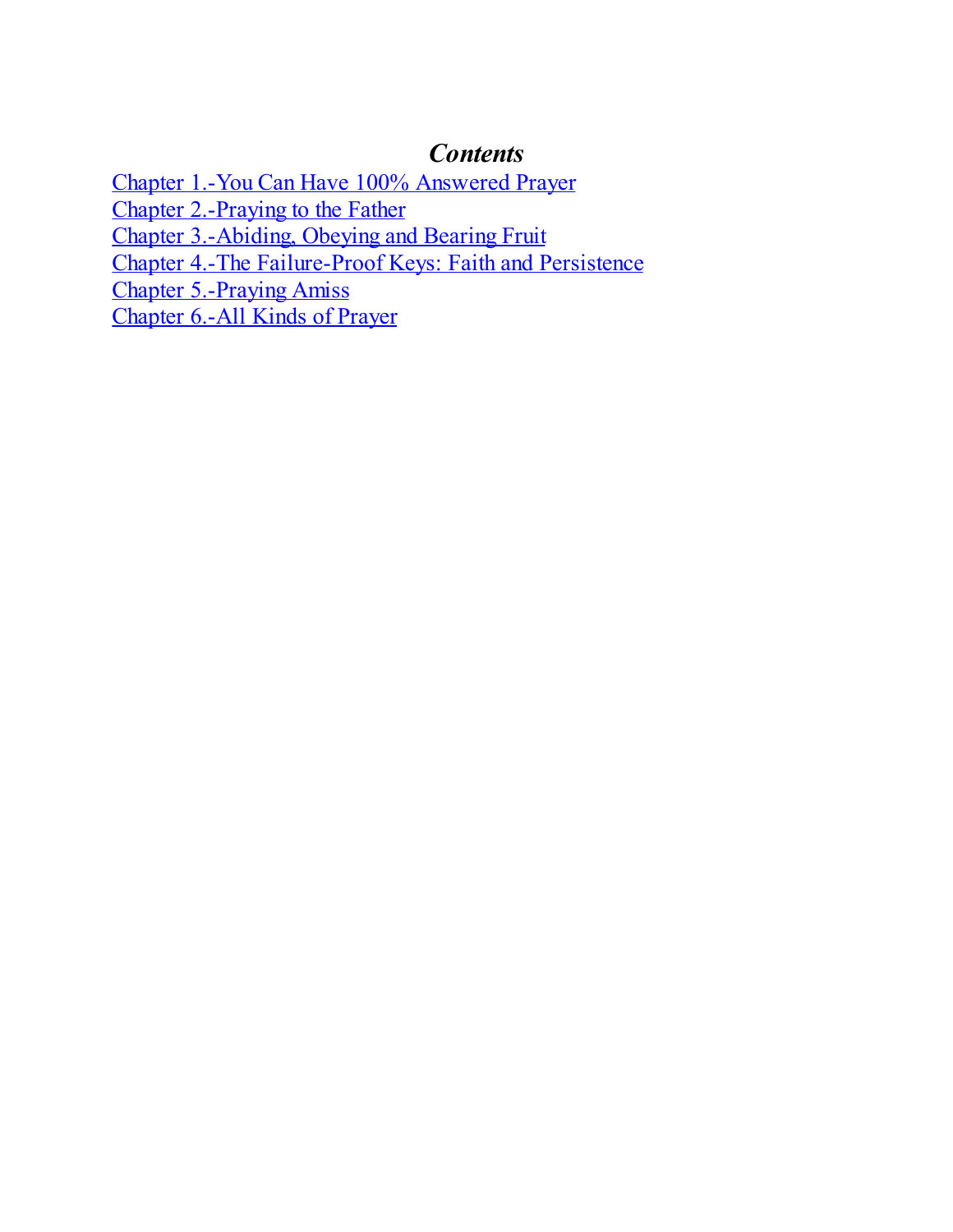# *Contents*

Chapter 1.-You Can Have 100% Answered Prayer
Chapter 2.-Praying to the Father
Chapter 3.-Abiding, Obeying and Bearing Fruit
Chapter 4.-The Failure-Proof Keys: Faith and Persistence
Chapter 5.-Praying Amiss
Chapter 6.-All Kinds of Prayer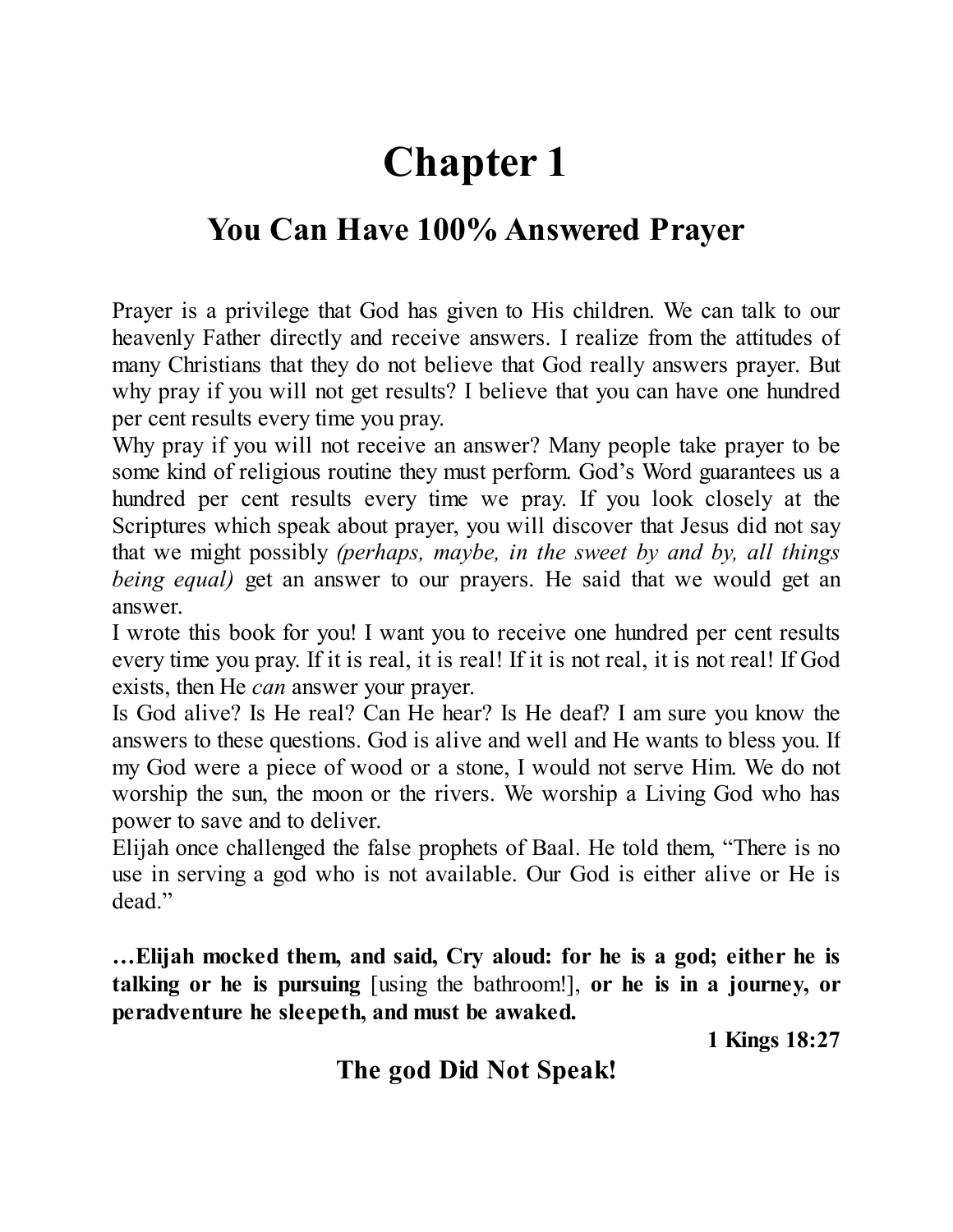# Chapter 1

## You Can Have 100% Answered Prayer

Prayer is a privilege that God has given to His children. We can talk to our heavenly Father directly and receive answers. I realize from the attitudes of many Christians that they do not believe that God really answers prayer. But why pray if you will not get results? I believe that you can have one hundred per cent results every time you pray.

Why pray if you will not receive an answer? Many people take prayer to be some kind of religious routine they must perform. God's Word guarantees us a hundred per cent results every time we pray. If you look closely at the Scriptures which speak about prayer, you will discover that Jesus did not say that we might possibly *(perhaps, maybe, in the sweet by and by, all things being equal)* get an answer to our prayers. He said that we would get an answer.

I wrote this book for you! I want you to receive one hundred per cent results every time you pray. If it is real, it is real! If it is not real, it is not real! If God exists, then He *can* answer your prayer.

Is God alive? Is He real? Can He hear? Is He deaf? I am sure you know the answers to these questions. God is alive and well and He wants to bless you. If my God were a piece of wood or a stone, I would not serve Him. We do not worship the sun, the moon or the rivers. We worship a Living God who has power to save and to deliver.

Elijah once challenged the false prophets of Baal. He told them, "There is no use in serving a god who is not available. Our God is either alive or He is dead."

**…Elijah mocked them, and said, Cry aloud: for he is a god; either he is talking or he is pursuing** [using the bathroom!], **or he is in a journey, or peradventure he sleepeth, and must be awaked.**

**1 Kings 18:27**

### The god Did Not Speak!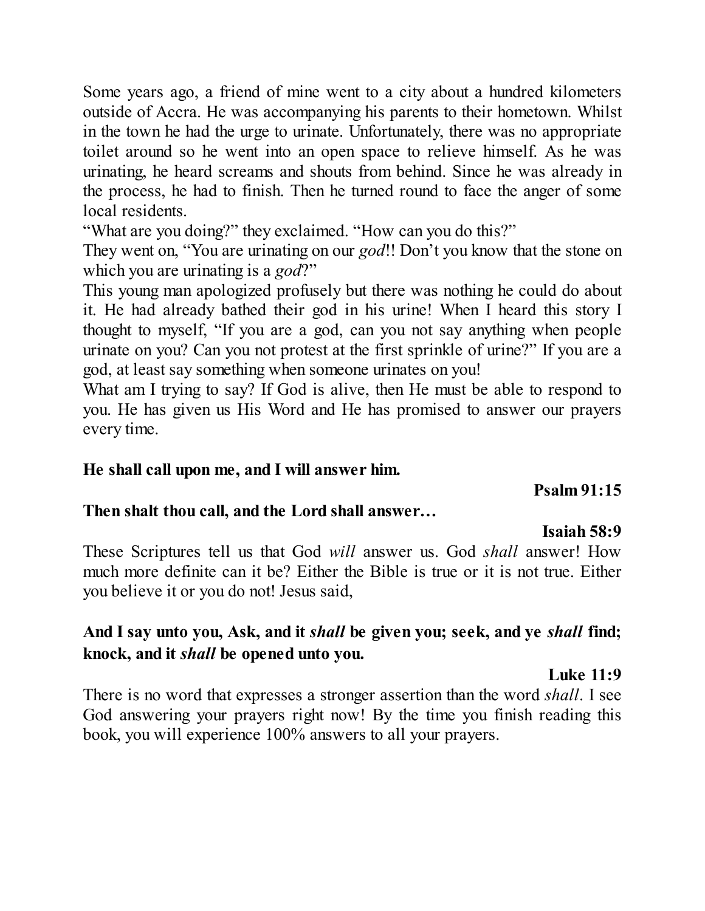Some years ago, a friend of mine went to a city about a hundred kilometers outside of Accra. He was accompanying his parents to their hometown. Whilst in the town he had the urge to urinate. Unfortunately, there was no appropriate toilet around so he went into an open space to relieve himself. As he was urinating, he heard screams and shouts from behind. Since he was already in the process, he had to finish. Then he turned round to face the anger of some local residents.

"What are you doing?" they exclaimed. "How can you do this?"

They went on, "You are urinating on our *god*!! Don't you know that the stone on which you are urinating is a *god*?"

This young man apologized profusely but there was nothing he could do about it. He had already bathed their god in his urine! When I heard this story I thought to myself, "If you are a god, can you not say anything when people urinate on you? Can you not protest at the first sprinkle of urine?" If you are a god, at least say something when someone urinates on you!

What am I trying to say? If God is alive, then He must be able to respond to you. He has given us His Word and He has promised to answer our prayers every time.

**He shall call upon me, and I will answer him.**

**Psalm 91:15**

**Then shalt thou call, and the Lord shall answer…**

**Isaiah 58:9**

These Scriptures tell us that God *will* answer us. God *shall* answer! How much more definite can it be? Either the Bible is true or it is not true. Either you believe it or you do not! Jesus said,

**And I say unto you, Ask, and it *shall* be given you; seek, and ye *shall* find; knock, and it *shall* be opened unto you.**

**Luke 11:9**

There is no word that expresses a stronger assertion than the word *shall*. I see God answering your prayers right now! By the time you finish reading this book, you will experience 100% answers to all your prayers.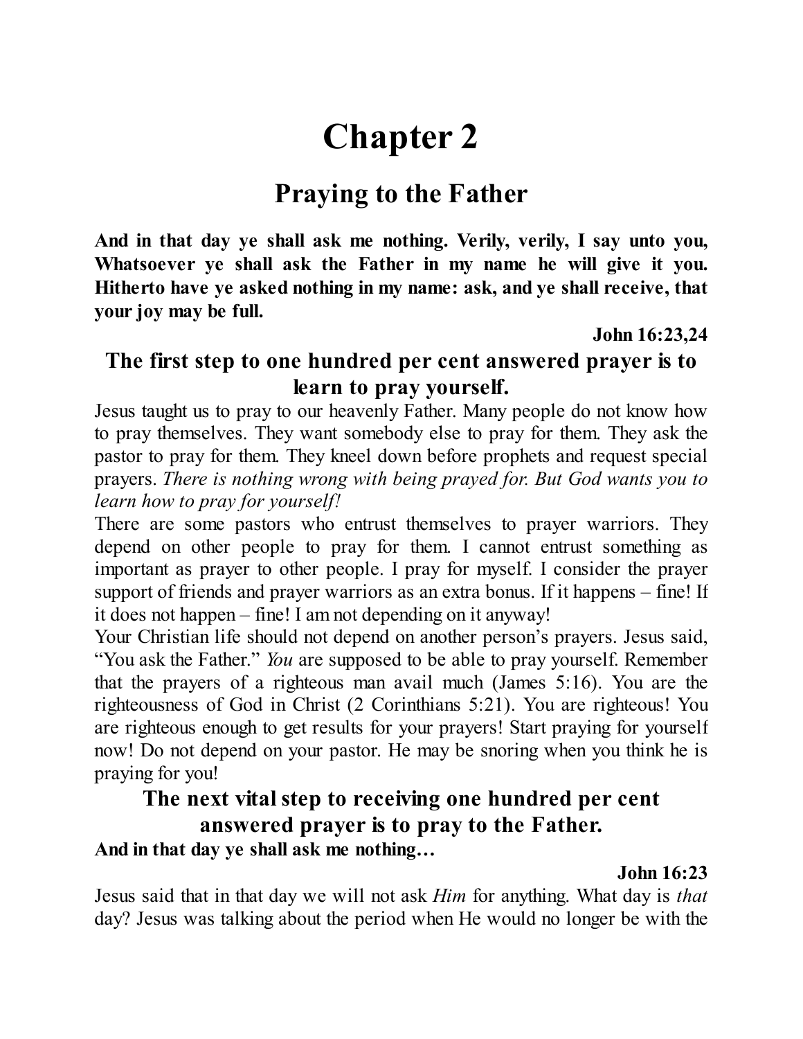# Chapter 2

## Praying to the Father

**And in that day ye shall ask me nothing. Verily, verily, I say unto you, Whatsoever ye shall ask the Father in my name he will give it you. Hitherto have ye asked nothing in my name: ask, and ye shall receive, that your joy may be full.**

**John 16:23,24**

### The first step to one hundred per cent answered prayer is to learn to pray yourself.

Jesus taught us to pray to our heavenly Father. Many people do not know how to pray themselves. They want somebody else to pray for them. They ask the pastor to pray for them. They kneel down before prophets and request special prayers. *There is nothing wrong with being prayed for. But God wants you to learn how to pray for yourself!*

There are some pastors who entrust themselves to prayer warriors. They depend on other people to pray for them. I cannot entrust something as important as prayer to other people. I pray for myself. I consider the prayer support of friends and prayer warriors as an extra bonus. If it happens – fine! If it does not happen – fine! I am not depending on it anyway!

Your Christian life should not depend on another person's prayers. Jesus said, "You ask the Father." *You* are supposed to be able to pray yourself. Remember that the prayers of a righteous man avail much (James 5:16). You are the righteousness of God in Christ (2 Corinthians 5:21). You are righteous! You are righteous enough to get results for your prayers! Start praying for yourself now! Do not depend on your pastor. He may be snoring when you think he is praying for you!

### The next vital step to receiving one hundred per cent answered prayer is to pray to the Father.

**And in that day ye shall ask me nothing…**

**John 16:23**

Jesus said that in that day we will not ask *Him* for anything. What day is *that* day? Jesus was talking about the period when He would no longer be with the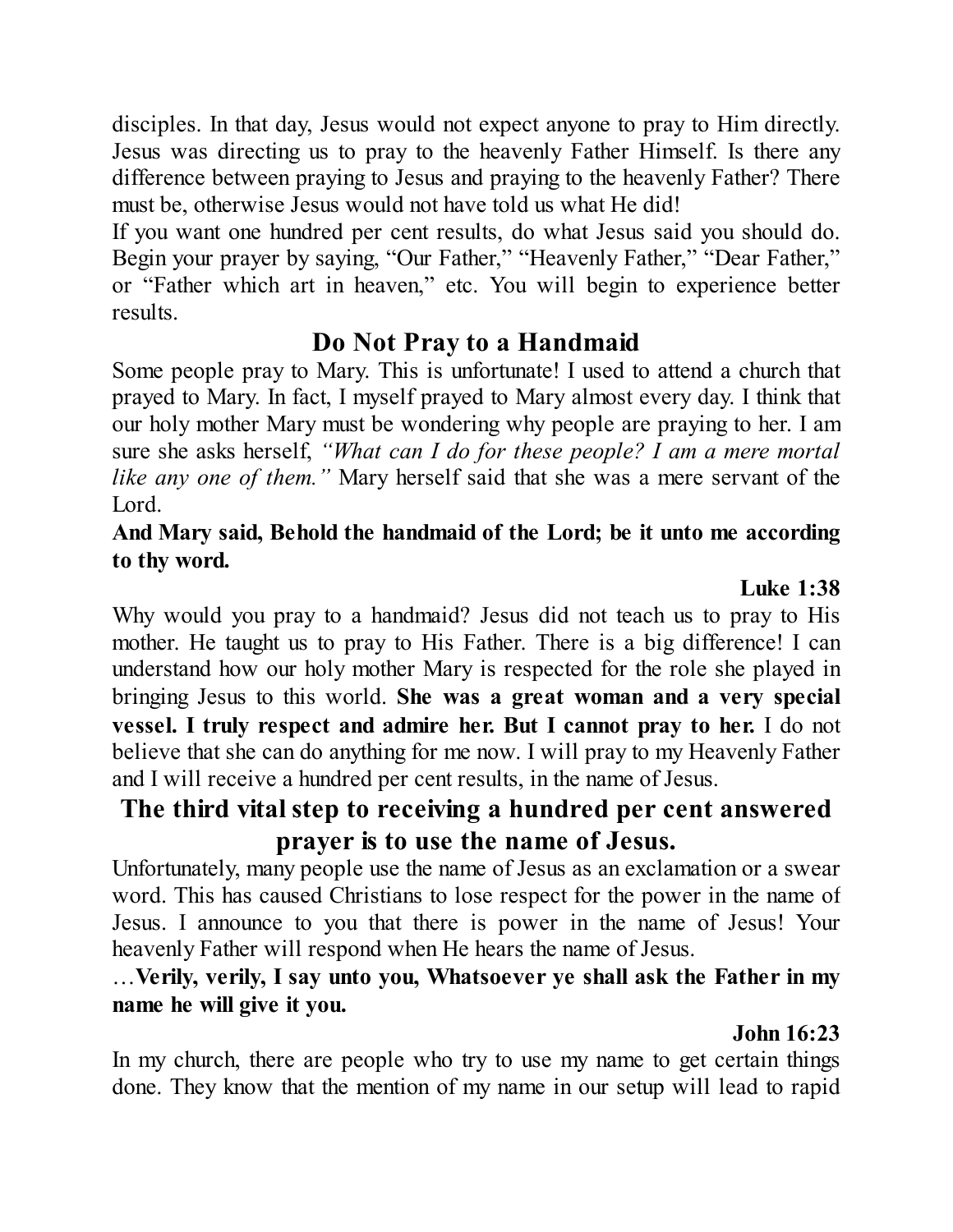disciples. In that day, Jesus would not expect anyone to pray to Him directly. Jesus was directing us to pray to the heavenly Father Himself. Is there any difference between praying to Jesus and praying to the heavenly Father? There must be, otherwise Jesus would not have told us what He did!

If you want one hundred per cent results, do what Jesus said you should do. Begin your prayer by saying, "Our Father," "Heavenly Father," "Dear Father," or "Father which art in heaven," etc. You will begin to experience better results.

## Do Not Pray to a Handmaid

Some people pray to Mary. This is unfortunate! I used to attend a church that prayed to Mary. In fact, I myself prayed to Mary almost every day. I think that our holy mother Mary must be wondering why people are praying to her. I am sure she asks herself, *"What can I do for these people? I am a mere mortal like any one of them."* Mary herself said that she was a mere servant of the Lord.

**And Mary said, Behold the handmaid of the Lord; be it unto me according to thy word.**

**Luke 1:38**

Why would you pray to a handmaid? Jesus did not teach us to pray to His mother. He taught us to pray to His Father. There is a big difference! I can understand how our holy mother Mary is respected for the role she played in bringing Jesus to this world. **She was a great woman and a very special vessel. I truly respect and admire her. But I cannot pray to her.** I do not believe that she can do anything for me now. I will pray to my Heavenly Father and I will receive a hundred per cent results, in the name of Jesus.

## The third vital step to receiving a hundred per cent answered prayer is to use the name of Jesus.

Unfortunately, many people use the name of Jesus as an exclamation or a swear word. This has caused Christians to lose respect for the power in the name of Jesus. I announce to you that there is power in the name of Jesus! Your heavenly Father will respond when He hears the name of Jesus.

…**Verily, verily, I say unto you, Whatsoever ye shall ask the Father in my name he will give it you.**

**John 16:23**

In my church, there are people who try to use my name to get certain things done. They know that the mention of my name in our setup will lead to rapid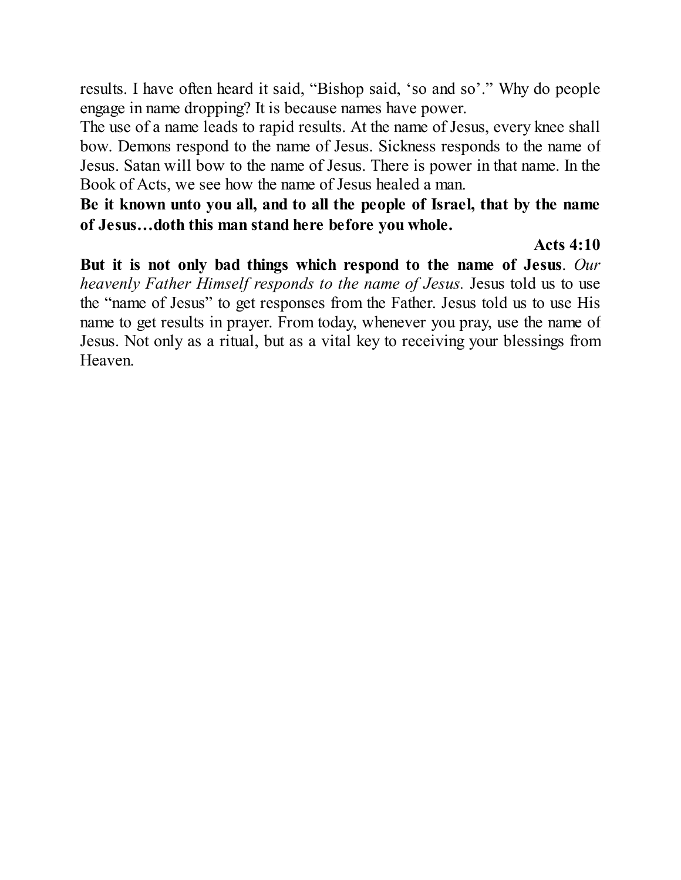results. I have often heard it said, "Bishop said, 'so and so'." Why do people engage in name dropping? It is because names have power.

The use of a name leads to rapid results. At the name of Jesus, every knee shall bow. Demons respond to the name of Jesus. Sickness responds to the name of Jesus. Satan will bow to the name of Jesus. There is power in that name. In the Book of Acts, we see how the name of Jesus healed a man.

**Be it known unto you all, and to all the people of Israel, that by the name of Jesus…doth this man stand here before you whole.**

**Acts 4:10**

**But it is not only bad things which respond to the name of Jesus**. *Our heavenly Father Himself responds to the name of Jesus.* Jesus told us to use the "name of Jesus" to get responses from the Father. Jesus told us to use His name to get results in prayer. From today, whenever you pray, use the name of Jesus. Not only as a ritual, but as a vital key to receiving your blessings from Heaven.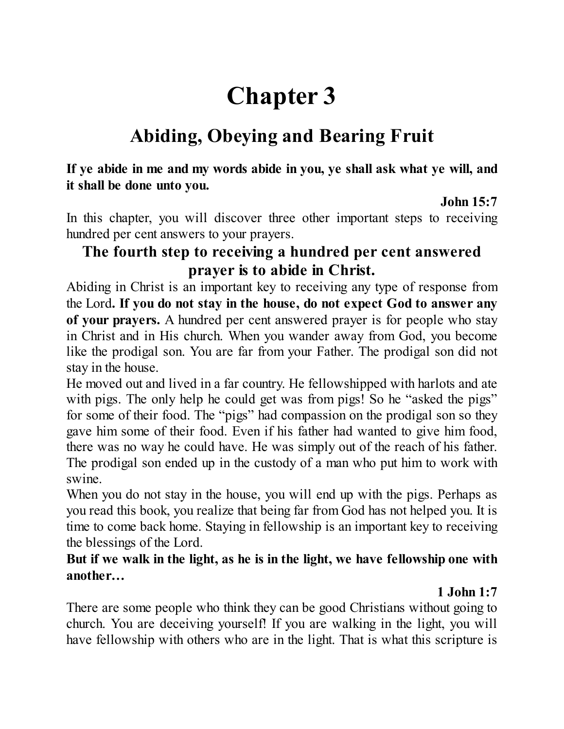# Chapter 3

## Abiding, Obeying and Bearing Fruit

**If ye abide in me and my words abide in you, ye shall ask what ye will, and it shall be done unto you.**

**John 15:7**

In this chapter, you will discover three other important steps to receiving hundred per cent answers to your prayers.

### The fourth step to receiving a hundred per cent answered prayer is to abide in Christ.

Abiding in Christ is an important key to receiving any type of response from the Lord**. If you do not stay in the house, do not expect God to answer any of your prayers.** A hundred per cent answered prayer is for people who stay in Christ and in His church. When you wander away from God, you become like the prodigal son. You are far from your Father. The prodigal son did not stay in the house.

He moved out and lived in a far country. He fellowshipped with harlots and ate with pigs. The only help he could get was from pigs! So he "asked the pigs" for some of their food. The "pigs" had compassion on the prodigal son so they gave him some of their food. Even if his father had wanted to give him food, there was no way he could have. He was simply out of the reach of his father. The prodigal son ended up in the custody of a man who put him to work with swine.

When you do not stay in the house, you will end up with the pigs. Perhaps as you read this book, you realize that being far from God has not helped you. It is time to come back home. Staying in fellowship is an important key to receiving the blessings of the Lord.

**But if we walk in the light, as he is in the light, we have fellowship one with another…**

**1 John 1:7**

There are some people who think they can be good Christians without going to church. You are deceiving yourself! If you are walking in the light, you will have fellowship with others who are in the light. That is what this scripture is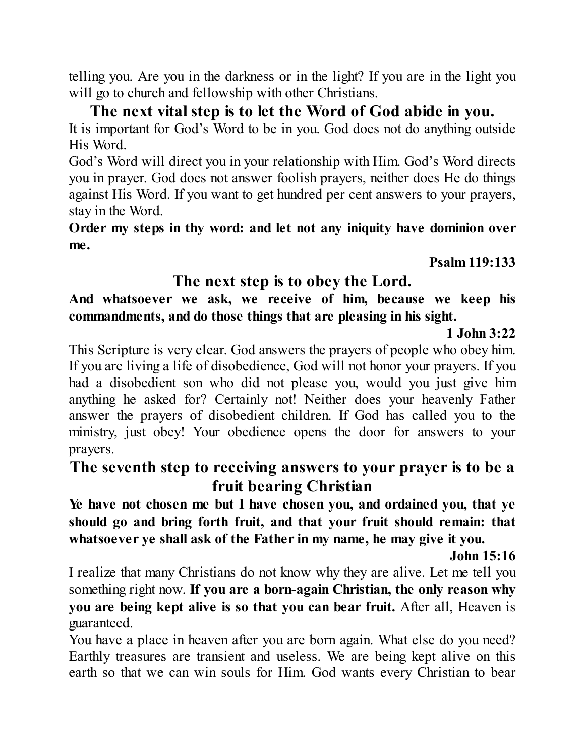telling you. Are you in the darkness or in the light? If you are in the light you will go to church and fellowship with other Christians.

## The next vital step is to let the Word of God abide in you.

It is important for God's Word to be in you. God does not do anything outside His Word.

God's Word will direct you in your relationship with Him. God's Word directs you in prayer. God does not answer foolish prayers, neither does He do things against His Word. If you want to get hundred per cent answers to your prayers, stay in the Word.

**Order my steps in thy word: and let not any iniquity have dominion over me.**

**Psalm 119:133**

## The next step is to obey the Lord.

**And whatsoever we ask, we receive of him, because we keep his commandments, and do those things that are pleasing in his sight.**

**1 John 3:22**

This Scripture is very clear. God answers the prayers of people who obey him. If you are living a life of disobedience, God will not honor your prayers. If you had a disobedient son who did not please you, would you just give him anything he asked for? Certainly not! Neither does your heavenly Father answer the prayers of disobedient children. If God has called you to the ministry, just obey! Your obedience opens the door for answers to your prayers.

## The seventh step to receiving answers to your prayer is to be a fruit bearing Christian

**Ye have not chosen me but I have chosen you, and ordained you, that ye should go and bring forth fruit, and that your fruit should remain: that whatsoever ye shall ask of the Father in my name, he may give it you.**

**John 15:16**

I realize that many Christians do not know why they are alive. Let me tell you something right now. **If you are a born-again Christian, the only reason why you are being kept alive is so that you can bear fruit.** After all, Heaven is guaranteed.

You have a place in heaven after you are born again. What else do you need? Earthly treasures are transient and useless. We are being kept alive on this earth so that we can win souls for Him. God wants every Christian to bear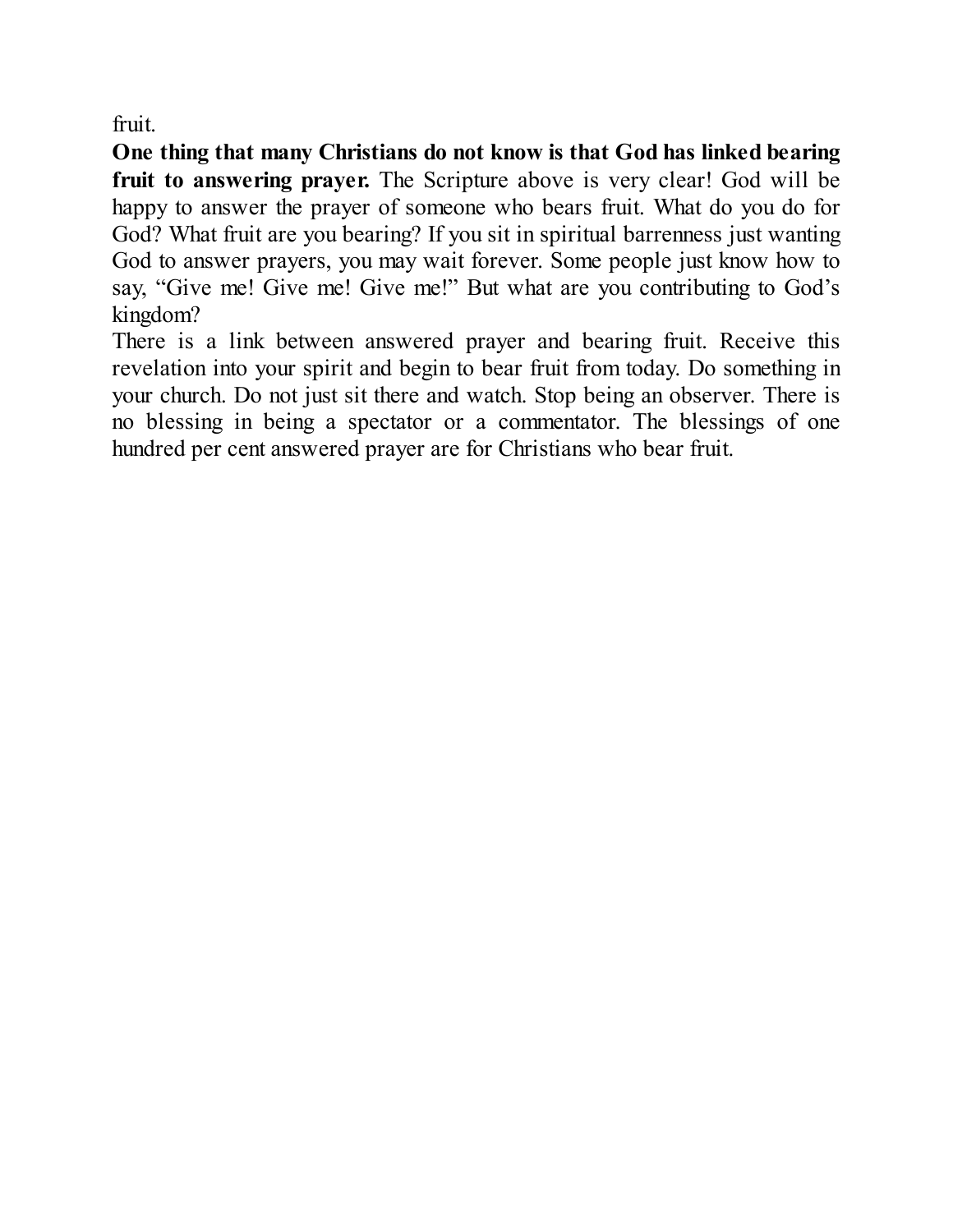fruit.

**One thing that many Christians do not know is that God has linked bearing fruit to answering prayer.** The Scripture above is very clear! God will be happy to answer the prayer of someone who bears fruit. What do you do for God? What fruit are you bearing? If you sit in spiritual barrenness just wanting God to answer prayers, you may wait forever. Some people just know how to say, “Give me! Give me! Give me!” But what are you contributing to God’s kingdom?

There is a link between answered prayer and bearing fruit. Receive this revelation into your spirit and begin to bear fruit from today. Do something in your church. Do not just sit there and watch. Stop being an observer. There is no blessing in being a spectator or a commentator. The blessings of one hundred per cent answered prayer are for Christians who bear fruit.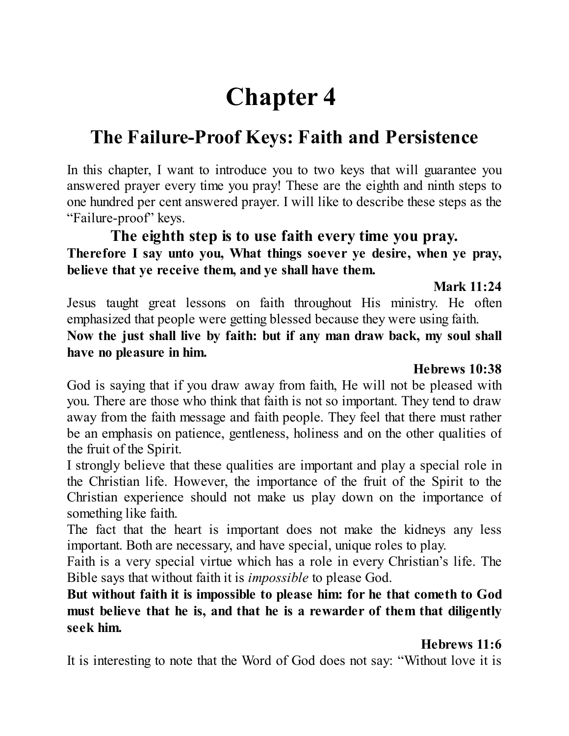# Chapter 4

## The Failure-Proof Keys: Faith and Persistence

In this chapter, I want to introduce you to two keys that will guarantee you answered prayer every time you pray! These are the eighth and ninth steps to one hundred per cent answered prayer. I will like to describe these steps as the "Failure-proof" keys.

### The eighth step is to use faith every time you pray.

**Therefore I say unto you, What things soever ye desire, when ye pray, believe that ye receive them, and ye shall have them.**

**Mark 11:24**

Jesus taught great lessons on faith throughout His ministry. He often emphasized that people were getting blessed because they were using faith.

**Now the just shall live by faith: but if any man draw back, my soul shall have no pleasure in him.**

**Hebrews 10:38**

God is saying that if you draw away from faith, He will not be pleased with you. There are those who think that faith is not so important. They tend to draw away from the faith message and faith people. They feel that there must rather be an emphasis on patience, gentleness, holiness and on the other qualities of the fruit of the Spirit.

I strongly believe that these qualities are important and play a special role in the Christian life. However, the importance of the fruit of the Spirit to the Christian experience should not make us play down on the importance of something like faith.

The fact that the heart is important does not make the kidneys any less important. Both are necessary, and have special, unique roles to play.

Faith is a very special virtue which has a role in every Christian's life. The Bible says that without faith it is *impossible* to please God.

**But without faith it is impossible to please him: for he that cometh to God must believe that he is, and that he is a rewarder of them that diligently seek him.**

**Hebrews 11:6**

It is interesting to note that the Word of God does not say: "Without love it is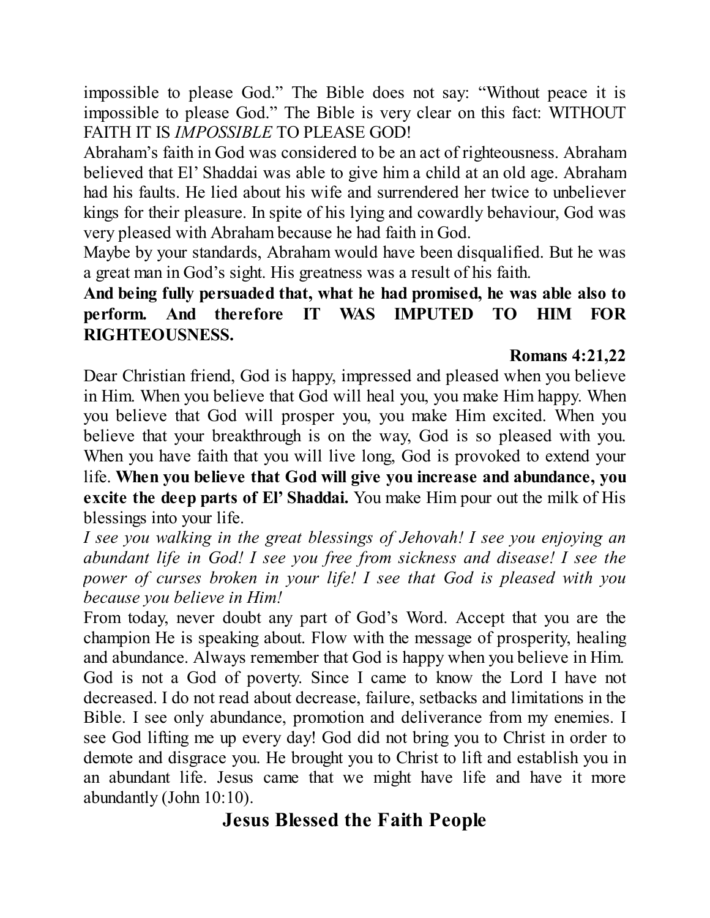impossible to please God." The Bible does not say: "Without peace it is impossible to please God." The Bible is very clear on this fact: WITHOUT FAITH IT IS *IMPOSSIBLE* TO PLEASE GOD!

Abraham's faith in God was considered to be an act of righteousness. Abraham believed that El' Shaddai was able to give him a child at an old age. Abraham had his faults. He lied about his wife and surrendered her twice to unbeliever kings for their pleasure. In spite of his lying and cowardly behaviour, God was very pleased with Abraham because he had faith in God.

Maybe by your standards, Abraham would have been disqualified. But he was a great man in God's sight. His greatness was a result of his faith.

**And being fully persuaded that, what he had promised, he was able also to perform. And therefore IT WAS IMPUTED TO HIM FOR RIGHTEOUSNESS.**

**Romans 4:21,22**

Dear Christian friend, God is happy, impressed and pleased when you believe in Him. When you believe that God will heal you, you make Him happy. When you believe that God will prosper you, you make Him excited. When you believe that your breakthrough is on the way, God is so pleased with you. When you have faith that you will live long, God is provoked to extend your life. **When you believe that God will give you increase and abundance, you excite the deep parts of El' Shaddai.** You make Him pour out the milk of His blessings into your life.

*I see you walking in the great blessings of Jehovah! I see you enjoying an abundant life in God! I see you free from sickness and disease! I see the power of curses broken in your life! I see that God is pleased with you because you believe in Him!*

From today, never doubt any part of God's Word. Accept that you are the champion He is speaking about. Flow with the message of prosperity, healing and abundance. Always remember that God is happy when you believe in Him.

God is not a God of poverty. Since I came to know the Lord I have not decreased. I do not read about decrease, failure, setbacks and limitations in the Bible. I see only abundance, promotion and deliverance from my enemies. I see God lifting me up every day! God did not bring you to Christ in order to demote and disgrace you. He brought you to Christ to lift and establish you in an abundant life. Jesus came that we might have life and have it more abundantly (John 10:10).

## Jesus Blessed the Faith People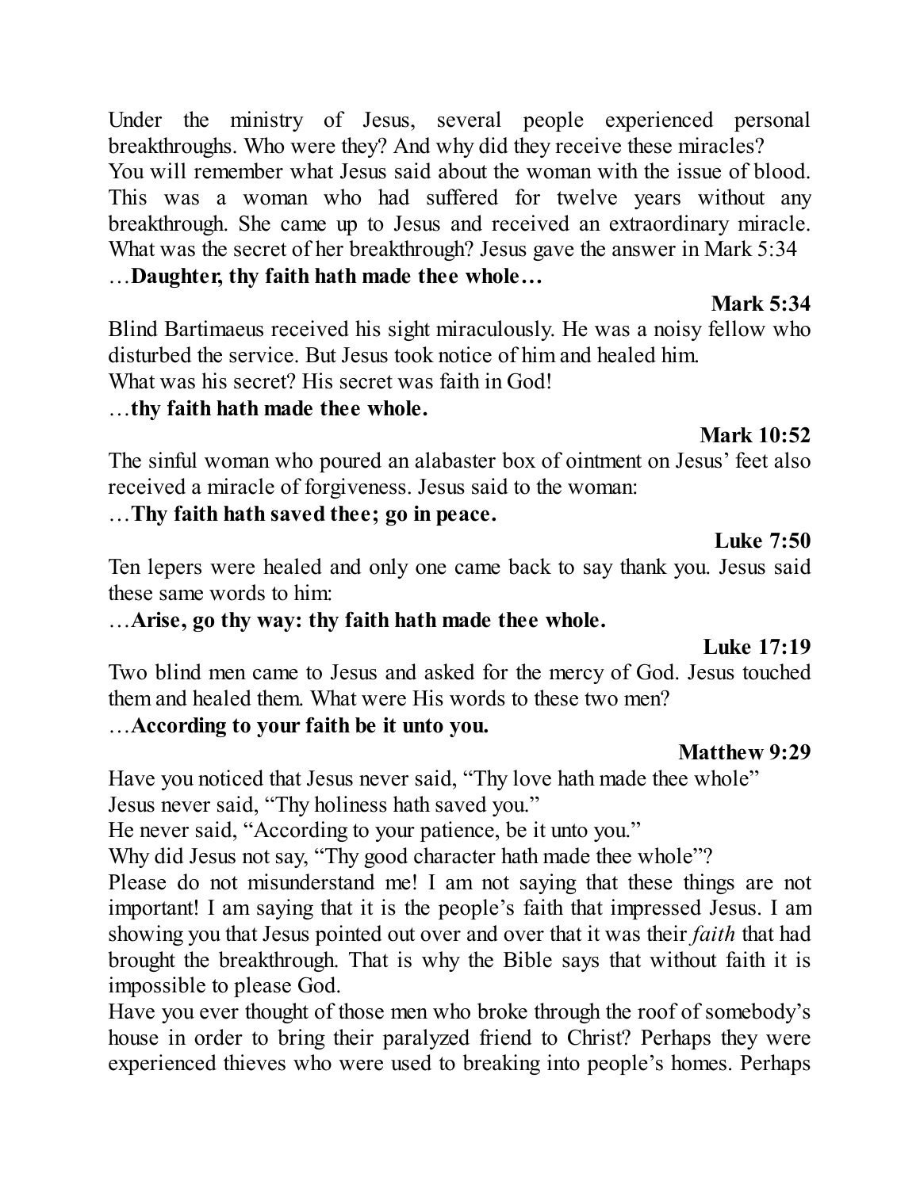Under the ministry of Jesus, several people experienced personal breakthroughs. Who were they? And why did they receive these miracles?

You will remember what Jesus said about the woman with the issue of blood. This was a woman who had suffered for twelve years without any breakthrough. She came up to Jesus and received an extraordinary miracle. What was the secret of her breakthrough? Jesus gave the answer in Mark 5:34

…**Daughter, thy faith hath made thee whole…**

**Mark 5:34**

Blind Bartimaeus received his sight miraculously. He was a noisy fellow who disturbed the service. But Jesus took notice of him and healed him.

What was his secret? His secret was faith in God!

…**thy faith hath made thee whole.**

**Mark 10:52**

The sinful woman who poured an alabaster box of ointment on Jesus' feet also received a miracle of forgiveness. Jesus said to the woman:

…**Thy faith hath saved thee; go in peace.**

**Luke 7:50**

Ten lepers were healed and only one came back to say thank you. Jesus said these same words to him:

…**Arise, go thy way: thy faith hath made thee whole.**

**Luke 17:19**

Two blind men came to Jesus and asked for the mercy of God. Jesus touched them and healed them. What were His words to these two men?

…**According to your faith be it unto you.**

**Matthew 9:29**

Have you noticed that Jesus never said, "Thy love hath made thee whole"

Jesus never said, "Thy holiness hath saved you."

He never said, "According to your patience, be it unto you."

Why did Jesus not say, "Thy good character hath made thee whole"?

Please do not misunderstand me! I am not saying that these things are not important! I am saying that it is the people's faith that impressed Jesus. I am showing you that Jesus pointed out over and over that it was their *faith* that had brought the breakthrough. That is why the Bible says that without faith it is impossible to please God.

Have you ever thought of those men who broke through the roof of somebody's house in order to bring their paralyzed friend to Christ? Perhaps they were experienced thieves who were used to breaking into people's homes. Perhaps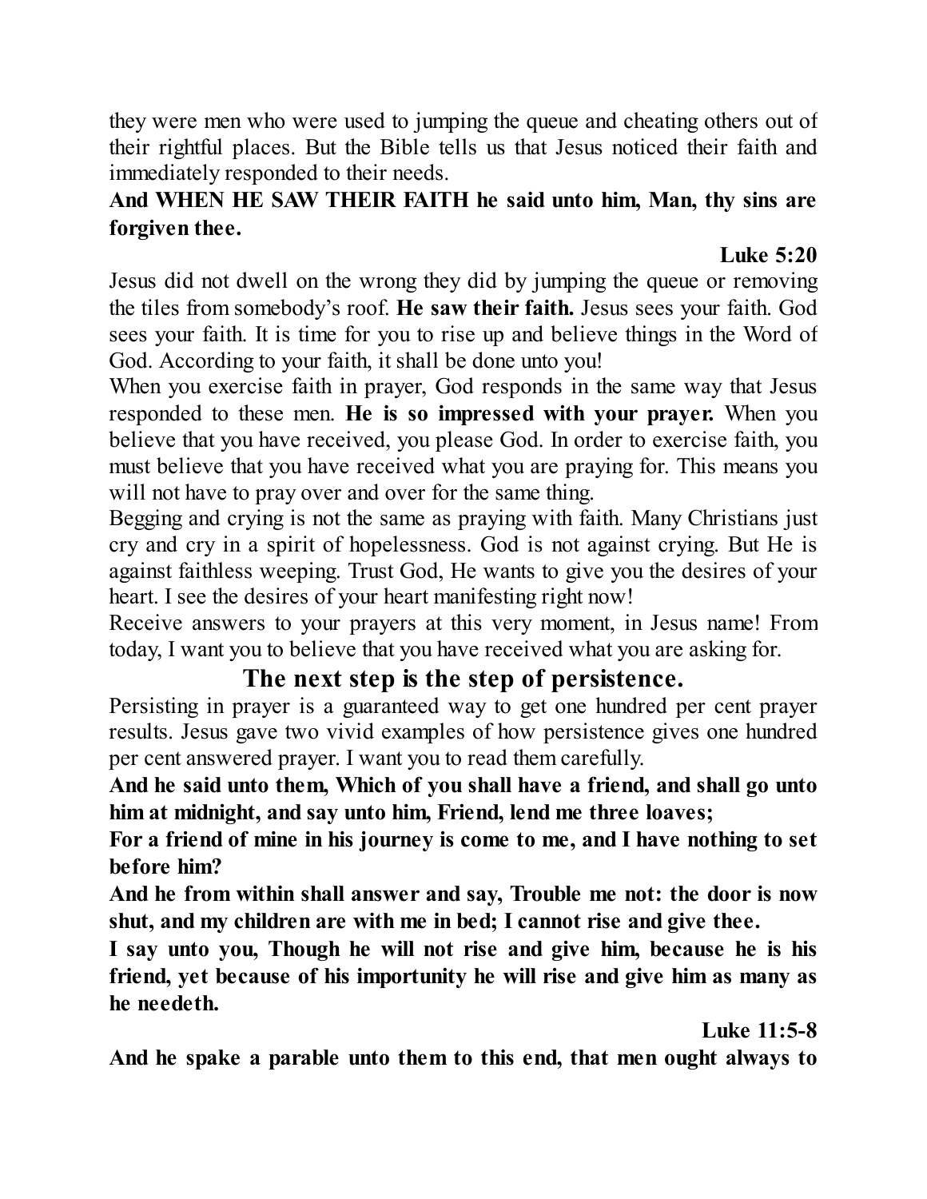they were men who were used to jumping the queue and cheating others out of their rightful places. But the Bible tells us that Jesus noticed their faith and immediately responded to their needs.

**And WHEN HE SAW THEIR FAITH he said unto him, Man, thy sins are forgiven thee.**

**Luke 5:20**

Jesus did not dwell on the wrong they did by jumping the queue or removing the tiles from somebody's roof. **He saw their faith.** Jesus sees your faith. God sees your faith. It is time for you to rise up and believe things in the Word of God. According to your faith, it shall be done unto you!

When you exercise faith in prayer, God responds in the same way that Jesus responded to these men. **He is so impressed with your prayer.** When you believe that you have received, you please God. In order to exercise faith, you must believe that you have received what you are praying for. This means you will not have to pray over and over for the same thing.

Begging and crying is not the same as praying with faith. Many Christians just cry and cry in a spirit of hopelessness. God is not against crying. But He is against faithless weeping. Trust God, He wants to give you the desires of your heart. I see the desires of your heart manifesting right now!

Receive answers to your prayers at this very moment, in Jesus name! From today, I want you to believe that you have received what you are asking for.

## The next step is the step of persistence.

Persisting in prayer is a guaranteed way to get one hundred per cent prayer results. Jesus gave two vivid examples of how persistence gives one hundred per cent answered prayer. I want you to read them carefully.

**And he said unto them, Which of you shall have a friend, and shall go unto him at midnight, and say unto him, Friend, lend me three loaves;**

**For a friend of mine in his journey is come to me, and I have nothing to set before him?**

**And he from within shall answer and say, Trouble me not: the door is now shut, and my children are with me in bed; I cannot rise and give thee.**

**I say unto you, Though he will not rise and give him, because he is his friend, yet because of his importunity he will rise and give him as many as he needeth.**

**Luke 11:5-8**

**And he spake a parable unto them to this end, that men ought always to**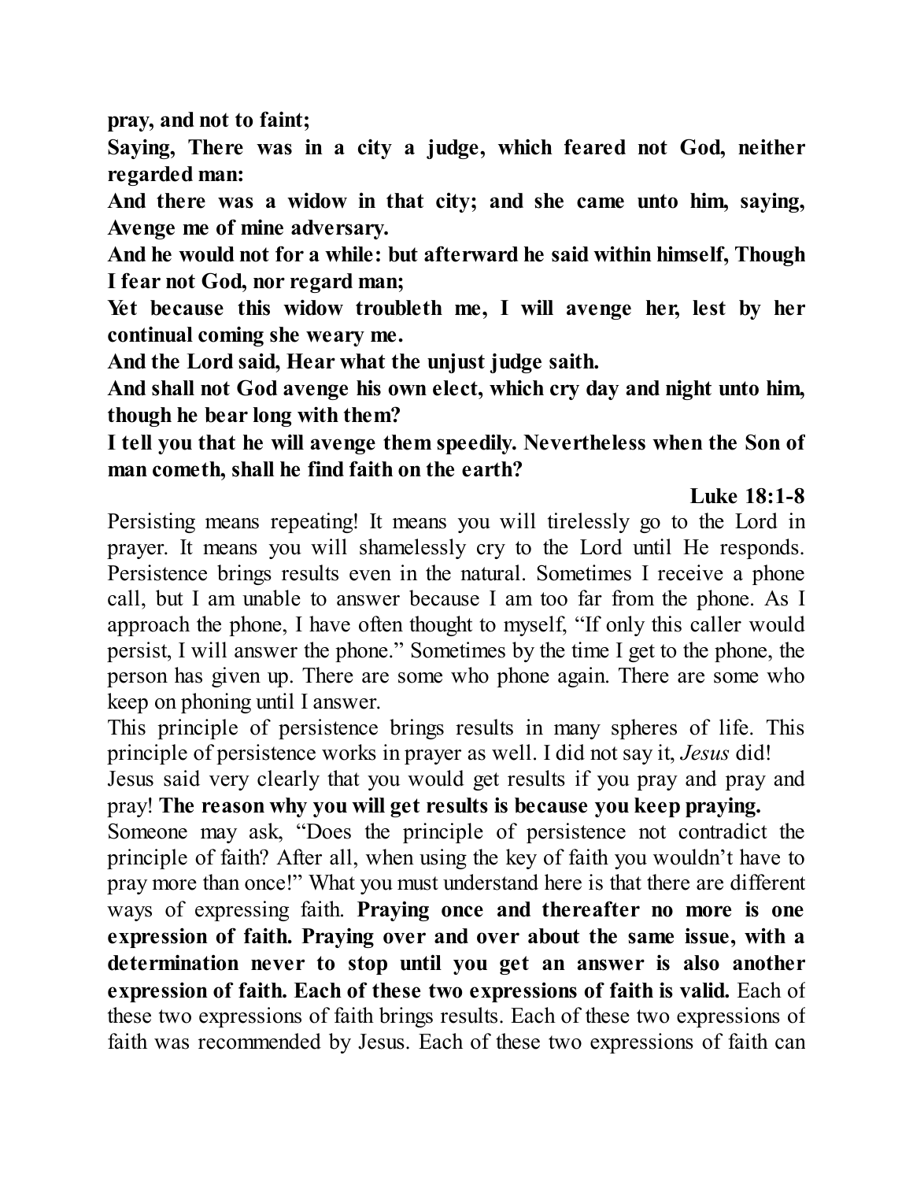**pray, and not to faint;**

**Saying, There was in a city a judge, which feared not God, neither regarded man:**

**And there was a widow in that city; and she came unto him, saying, Avenge me of mine adversary.**

**And he would not for a while: but afterward he said within himself, Though I fear not God, nor regard man;**

**Yet because this widow troubleth me, I will avenge her, lest by her continual coming she weary me.**

**And the Lord said, Hear what the unjust judge saith.**

**And shall not God avenge his own elect, which cry day and night unto him, though he bear long with them?**

**I tell you that he will avenge them speedily. Nevertheless when the Son of man cometh, shall he find faith on the earth?**

**Luke 18:1-8**

Persisting means repeating! It means you will tirelessly go to the Lord in prayer. It means you will shamelessly cry to the Lord until He responds. Persistence brings results even in the natural. Sometimes I receive a phone call, but I am unable to answer because I am too far from the phone. As I approach the phone, I have often thought to myself, "If only this caller would persist, I will answer the phone." Sometimes by the time I get to the phone, the person has given up. There are some who phone again. There are some who keep on phoning until I answer.

This principle of persistence brings results in many spheres of life. This principle of persistence works in prayer as well. I did not say it, *Jesus* did!

Jesus said very clearly that you would get results if you pray and pray and pray! **The reason why you will get results is because you keep praying.**

Someone may ask, "Does the principle of persistence not contradict the principle of faith? After all, when using the key of faith you wouldn't have to pray more than once!" What you must understand here is that there are different ways of expressing faith. **Praying once and thereafter no more is one expression of faith. Praying over and over about the same issue, with a determination never to stop until you get an answer is also another expression of faith. Each of these two expressions of faith is valid.** Each of these two expressions of faith brings results. Each of these two expressions of faith was recommended by Jesus. Each of these two expressions of faith can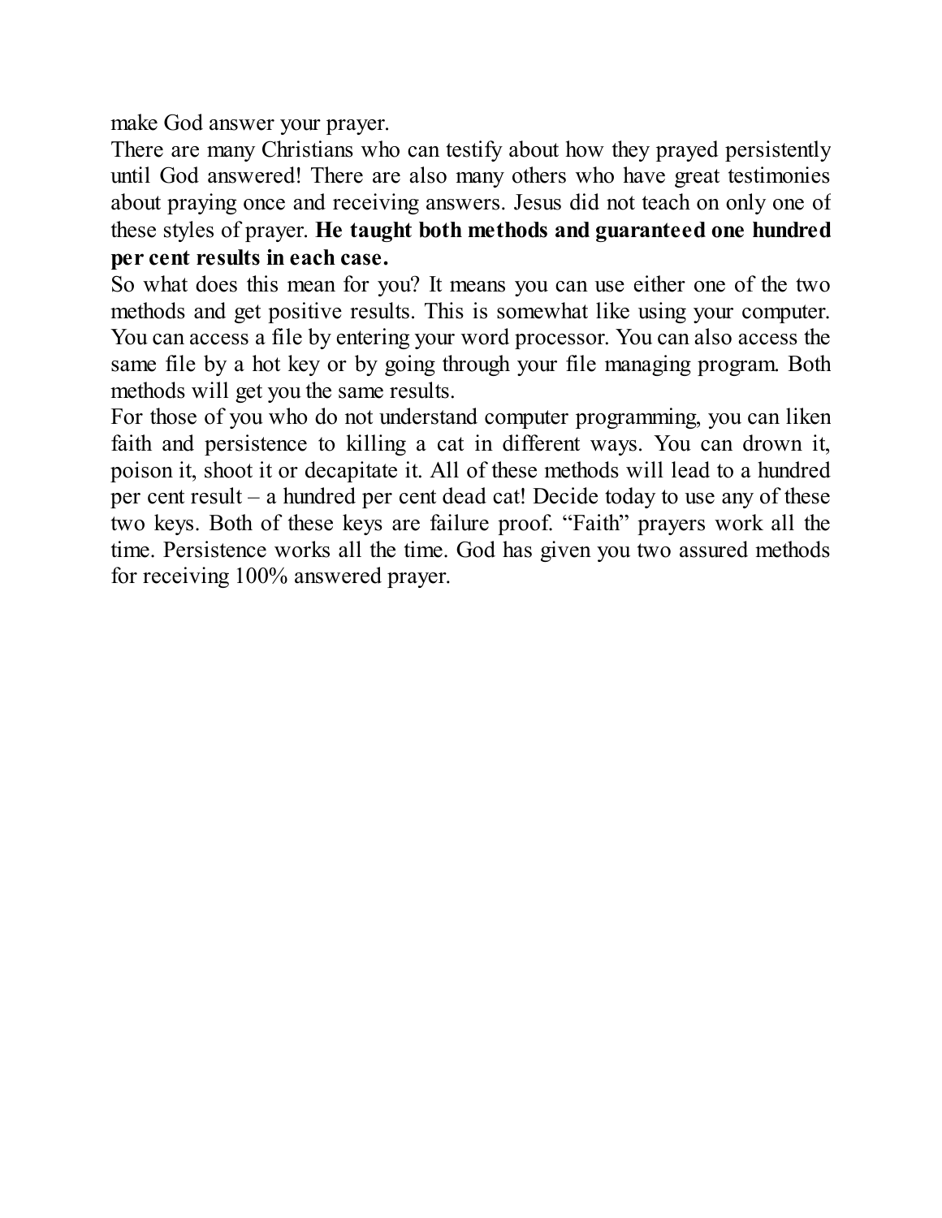make God answer your prayer.

There are many Christians who can testify about how they prayed persistently until God answered! There are also many others who have great testimonies about praying once and receiving answers. Jesus did not teach on only one of these styles of prayer. **He taught both methods and guaranteed one hundred per cent results in each case.**

So what does this mean for you? It means you can use either one of the two methods and get positive results. This is somewhat like using your computer. You can access a file by entering your word processor. You can also access the same file by a hot key or by going through your file managing program. Both methods will get you the same results.

For those of you who do not understand computer programming, you can liken faith and persistence to killing a cat in different ways. You can drown it, poison it, shoot it or decapitate it. All of these methods will lead to a hundred per cent result – a hundred per cent dead cat! Decide today to use any of these two keys. Both of these keys are failure proof. "Faith" prayers work all the time. Persistence works all the time. God has given you two assured methods for receiving 100% answered prayer.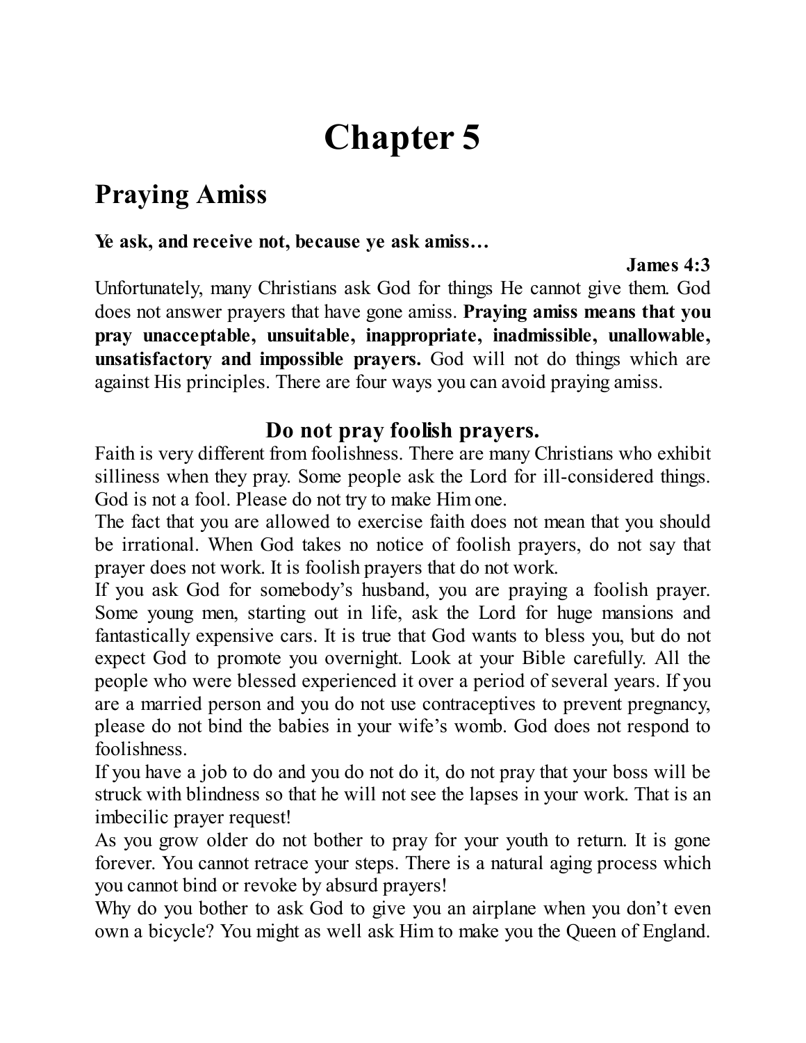# Chapter 5

## Praying Amiss

**Ye ask, and receive not, because ye ask amiss…**

**James 4:3**

Unfortunately, many Christians ask God for things He cannot give them. God does not answer prayers that have gone amiss. **Praying amiss means that you pray unacceptable, unsuitable, inappropriate, inadmissible, unallowable, unsatisfactory and impossible prayers.** God will not do things which are against His principles. There are four ways you can avoid praying amiss.

### Do not pray foolish prayers.

Faith is very different from foolishness. There are many Christians who exhibit silliness when they pray. Some people ask the Lord for ill-considered things. God is not a fool. Please do not try to make Him one.

The fact that you are allowed to exercise faith does not mean that you should be irrational. When God takes no notice of foolish prayers, do not say that prayer does not work. It is foolish prayers that do not work.

If you ask God for somebody's husband, you are praying a foolish prayer. Some young men, starting out in life, ask the Lord for huge mansions and fantastically expensive cars. It is true that God wants to bless you, but do not expect God to promote you overnight. Look at your Bible carefully. All the people who were blessed experienced it over a period of several years. If you are a married person and you do not use contraceptives to prevent pregnancy, please do not bind the babies in your wife's womb. God does not respond to foolishness.

If you have a job to do and you do not do it, do not pray that your boss will be struck with blindness so that he will not see the lapses in your work. That is an imbecilic prayer request!

As you grow older do not bother to pray for your youth to return. It is gone forever. You cannot retrace your steps. There is a natural aging process which you cannot bind or revoke by absurd prayers!

Why do you bother to ask God to give you an airplane when you don't even own a bicycle? You might as well ask Him to make you the Queen of England.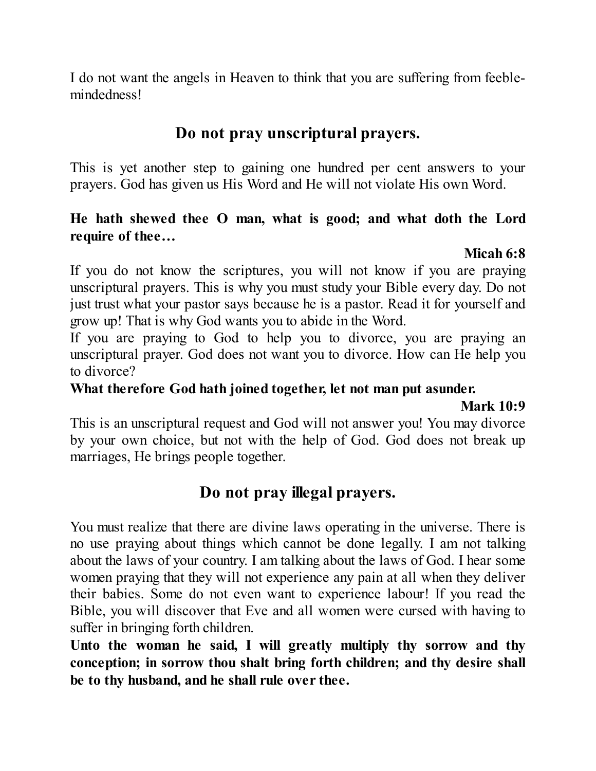I do not want the angels in Heaven to think that you are suffering from feeble-mindedness!

## Do not pray unscriptural prayers.

This is yet another step to gaining one hundred per cent answers to your prayers. God has given us His Word and He will not violate His own Word.

**He hath shewed thee O man, what is good; and what doth the Lord require of thee…**

**Micah 6:8**

If you do not know the scriptures, you will not know if you are praying unscriptural prayers. This is why you must study your Bible every day. Do not just trust what your pastor says because he is a pastor. Read it for yourself and grow up! That is why God wants you to abide in the Word.

If you are praying to God to help you to divorce, you are praying an unscriptural prayer. God does not want you to divorce. How can He help you to divorce?

**What therefore God hath joined together, let not man put asunder.**

**Mark 10:9**

This is an unscriptural request and God will not answer you! You may divorce by your own choice, but not with the help of God. God does not break up marriages, He brings people together.

## Do not pray illegal prayers.

You must realize that there are divine laws operating in the universe. There is no use praying about things which cannot be done legally. I am not talking about the laws of your country. I am talking about the laws of God. I hear some women praying that they will not experience any pain at all when they deliver their babies. Some do not even want to experience labour! If you read the Bible, you will discover that Eve and all women were cursed with having to suffer in bringing forth children.

**Unto the woman he said, I will greatly multiply thy sorrow and thy conception; in sorrow thou shalt bring forth children; and thy desire shall be to thy husband, and he shall rule over thee.**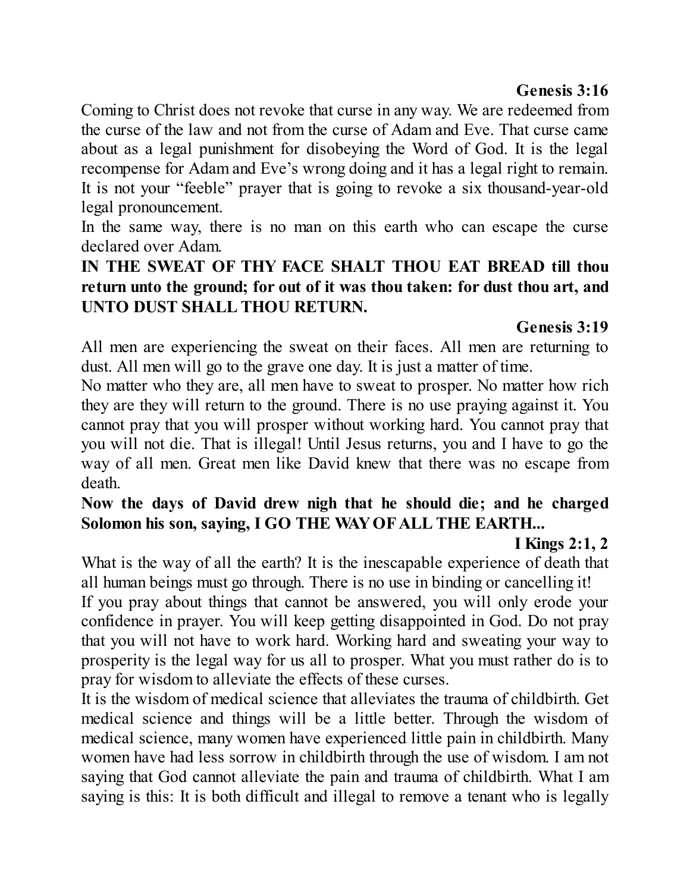**Genesis 3:16**

Coming to Christ does not revoke that curse in any way. We are redeemed from the curse of the law and not from the curse of Adam and Eve. That curse came about as a legal punishment for disobeying the Word of God. It is the legal recompense for Adam and Eve's wrong doing and it has a legal right to remain. It is not your "feeble" prayer that is going to revoke a six thousand-year-old legal pronouncement.

In the same way, there is no man on this earth who can escape the curse declared over Adam.

**IN THE SWEAT OF THY FACE SHALT THOU EAT BREAD till thou return unto the ground; for out of it was thou taken: for dust thou art, and UNTO DUST SHALL THOU RETURN.**

**Genesis 3:19**

All men are experiencing the sweat on their faces. All men are returning to dust. All men will go to the grave one day. It is just a matter of time.

No matter who they are, all men have to sweat to prosper. No matter how rich they are they will return to the ground. There is no use praying against it. You cannot pray that you will prosper without working hard. You cannot pray that you will not die. That is illegal! Until Jesus returns, you and I have to go the way of all men. Great men like David knew that there was no escape from death.

**Now the days of David drew nigh that he should die; and he charged Solomon his son, saying, I GO THE WAY OF ALL THE EARTH...**

**I Kings 2:1, 2**

What is the way of all the earth? It is the inescapable experience of death that all human beings must go through. There is no use in binding or cancelling it!

If you pray about things that cannot be answered, you will only erode your confidence in prayer. You will keep getting disappointed in God. Do not pray that you will not have to work hard. Working hard and sweating your way to prosperity is the legal way for us all to prosper. What you must rather do is to pray for wisdom to alleviate the effects of these curses.

It is the wisdom of medical science that alleviates the trauma of childbirth. Get medical science and things will be a little better. Through the wisdom of medical science, many women have experienced little pain in childbirth. Many women have had less sorrow in childbirth through the use of wisdom. I am not saying that God cannot alleviate the pain and trauma of childbirth. What I am saying is this: It is both difficult and illegal to remove a tenant who is legally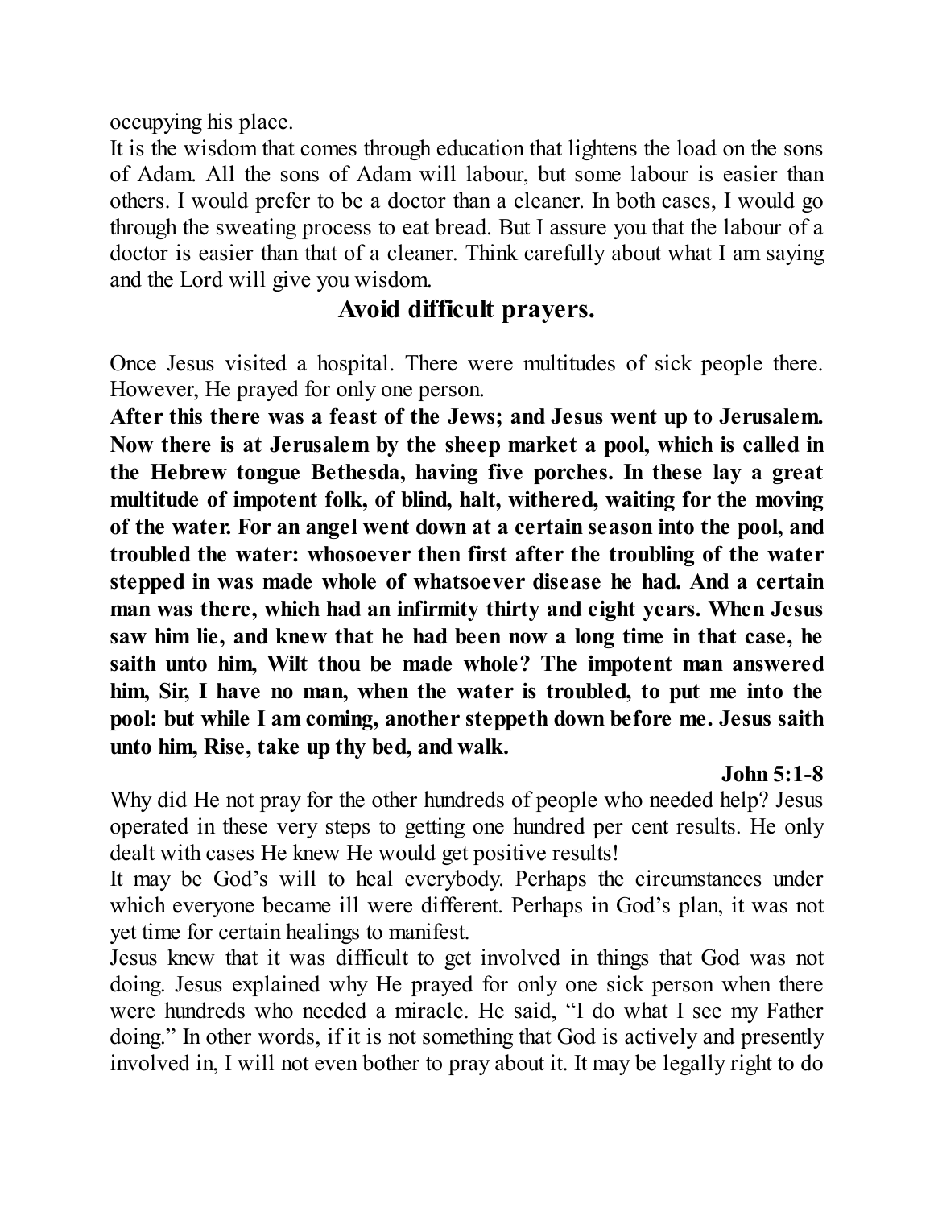occupying his place.

It is the wisdom that comes through education that lightens the load on the sons of Adam. All the sons of Adam will labour, but some labour is easier than others. I would prefer to be a doctor than a cleaner. In both cases, I would go through the sweating process to eat bread. But I assure you that the labour of a doctor is easier than that of a cleaner. Think carefully about what I am saying and the Lord will give you wisdom.

## Avoid difficult prayers.

Once Jesus visited a hospital. There were multitudes of sick people there. However, He prayed for only one person.

**After this there was a feast of the Jews; and Jesus went up to Jerusalem. Now there is at Jerusalem by the sheep market a pool, which is called in the Hebrew tongue Bethesda, having five porches. In these lay a great multitude of impotent folk, of blind, halt, withered, waiting for the moving of the water. For an angel went down at a certain season into the pool, and troubled the water: whosoever then first after the troubling of the water stepped in was made whole of whatsoever disease he had. And a certain man was there, which had an infirmity thirty and eight years. When Jesus saw him lie, and knew that he had been now a long time in that case, he saith unto him, Wilt thou be made whole? The impotent man answered him, Sir, I have no man, when the water is troubled, to put me into the pool: but while I am coming, another steppeth down before me. Jesus saith unto him, Rise, take up thy bed, and walk.**

**John 5:1-8**

Why did He not pray for the other hundreds of people who needed help? Jesus operated in these very steps to getting one hundred per cent results. He only dealt with cases He knew He would get positive results!

It may be God's will to heal everybody. Perhaps the circumstances under which everyone became ill were different. Perhaps in God's plan, it was not yet time for certain healings to manifest.

Jesus knew that it was difficult to get involved in things that God was not doing. Jesus explained why He prayed for only one sick person when there were hundreds who needed a miracle. He said, "I do what I see my Father doing." In other words, if it is not something that God is actively and presently involved in, I will not even bother to pray about it. It may be legally right to do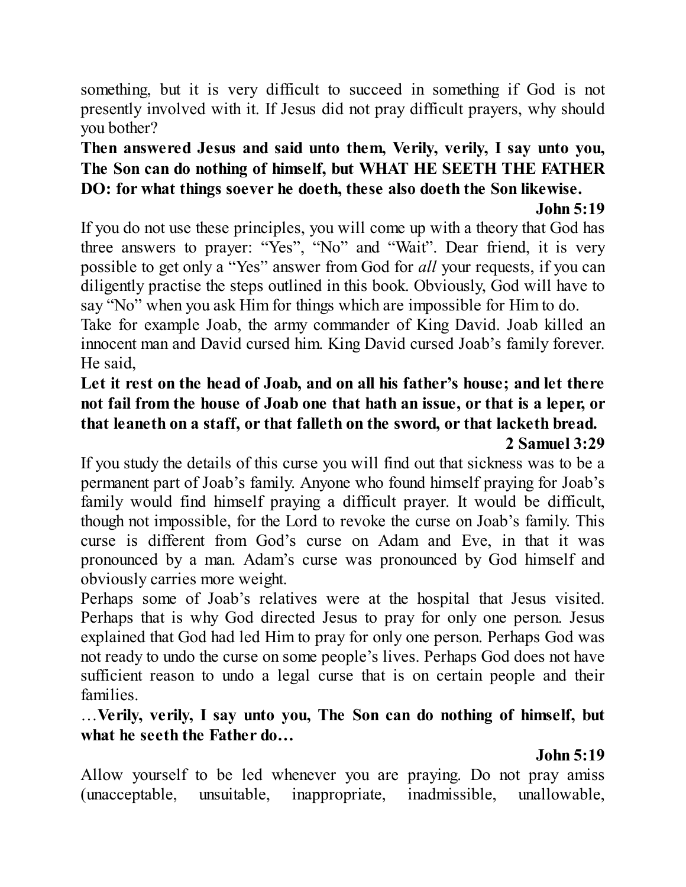something, but it is very difficult to succeed in something if God is not presently involved with it. If Jesus did not pray difficult prayers, why should you bother?

**Then answered Jesus and said unto them, Verily, verily, I say unto you, The Son can do nothing of himself, but WHAT HE SEETH THE FATHER DO: for what things soever he doeth, these also doeth the Son likewise.**

**John 5:19**

If you do not use these principles, you will come up with a theory that God has three answers to prayer: "Yes", "No" and "Wait". Dear friend, it is very possible to get only a "Yes" answer from God for *all* your requests, if you can diligently practise the steps outlined in this book. Obviously, God will have to say "No" when you ask Him for things which are impossible for Him to do.

Take for example Joab, the army commander of King David. Joab killed an innocent man and David cursed him. King David cursed Joab's family forever. He said,

**Let it rest on the head of Joab, and on all his father's house; and let there not fail from the house of Joab one that hath an issue, or that is a leper, or that leaneth on a staff, or that falleth on the sword, or that lacketh bread.**

**2 Samuel 3:29**

If you study the details of this curse you will find out that sickness was to be a permanent part of Joab's family. Anyone who found himself praying for Joab's family would find himself praying a difficult prayer. It would be difficult, though not impossible, for the Lord to revoke the curse on Joab's family. This curse is different from God's curse on Adam and Eve, in that it was pronounced by a man. Adam's curse was pronounced by God himself and obviously carries more weight.

Perhaps some of Joab's relatives were at the hospital that Jesus visited. Perhaps that is why God directed Jesus to pray for only one person. Jesus explained that God had led Him to pray for only one person. Perhaps God was not ready to undo the curse on some people's lives. Perhaps God does not have sufficient reason to undo a legal curse that is on certain people and their families.

…**Verily, verily, I say unto you, The Son can do nothing of himself, but what he seeth the Father do…**

**John 5:19**

Allow yourself to be led whenever you are praying. Do not pray amiss (unacceptable, unsuitable, inappropriate, inadmissible, unallowable,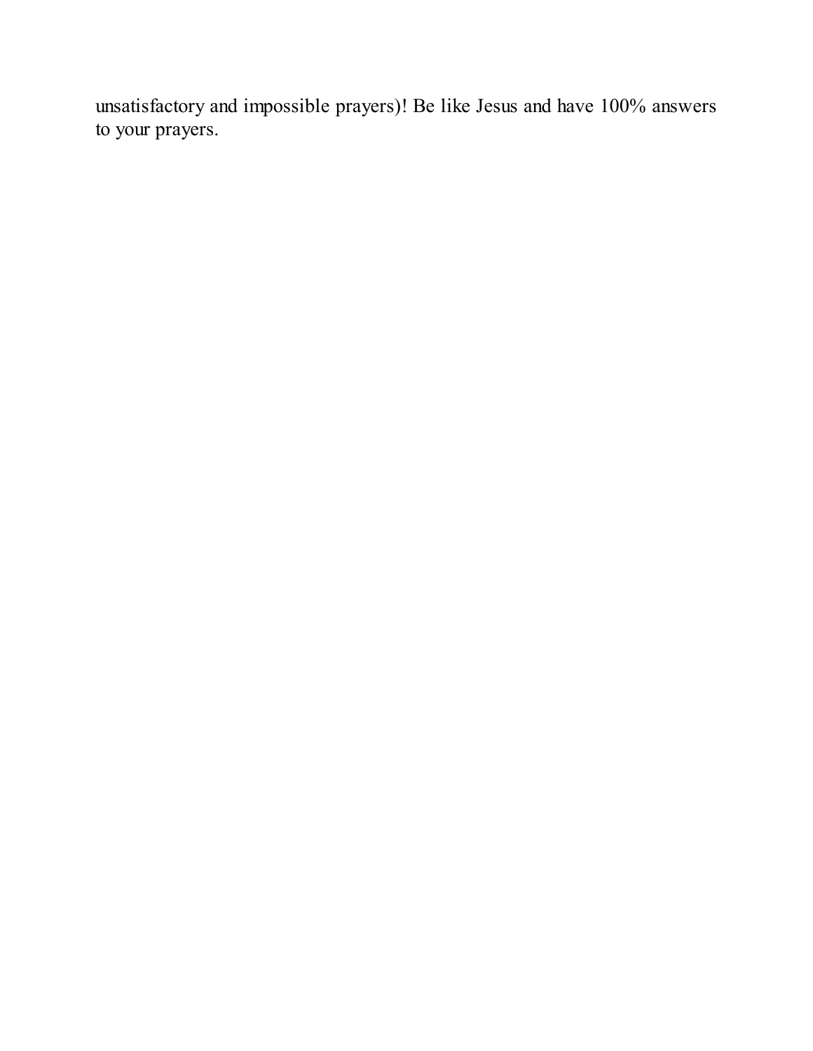unsatisfactory and impossible prayers)! Be like Jesus and have 100% answers to your prayers.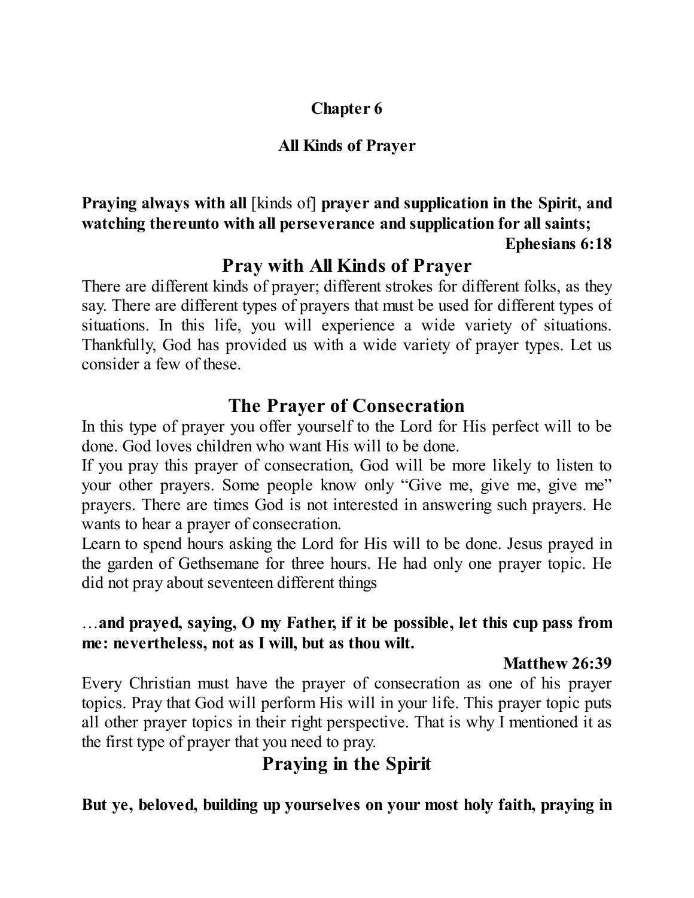# Chapter 6

## All Kinds of Prayer

**Praying always with all** [kinds of] **prayer and supplication in the Spirit, and watching thereunto with all perseverance and supplication for all saints;**

**Ephesians 6:18**

## Pray with All Kinds of Prayer

There are different kinds of prayer; different strokes for different folks, as they say. There are different types of prayers that must be used for different types of situations. In this life, you will experience a wide variety of situations. Thankfully, God has provided us with a wide variety of prayer types. Let us consider a few of these.

## The Prayer of Consecration

In this type of prayer you offer yourself to the Lord for His perfect will to be done. God loves children who want His will to be done.

If you pray this prayer of consecration, God will be more likely to listen to your other prayers. Some people know only "Give me, give me, give me" prayers. There are times God is not interested in answering such prayers. He wants to hear a prayer of consecration.

Learn to spend hours asking the Lord for His will to be done. Jesus prayed in the garden of Gethsemane for three hours. He had only one prayer topic. He did not pray about seventeen different things

…**and prayed, saying, O my Father, if it be possible, let this cup pass from me: nevertheless, not as I will, but as thou wilt.**

**Matthew 26:39**

Every Christian must have the prayer of consecration as one of his prayer topics. Pray that God will perform His will in your life. This prayer topic puts all other prayer topics in their right perspective. That is why I mentioned it as the first type of prayer that you need to pray.

## Praying in the Spirit

**But ye, beloved, building up yourselves on your most holy faith, praying in**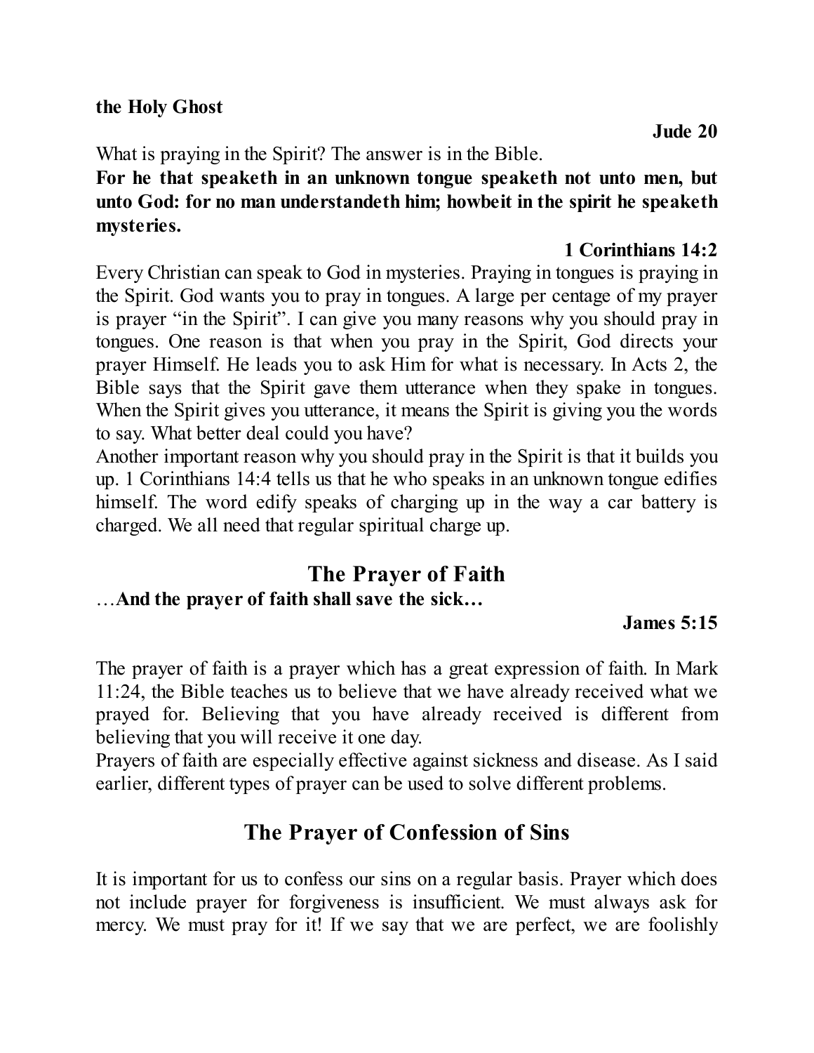**the Holy Ghost**

**Jude 20**

What is praying in the Spirit? The answer is in the Bible.

**For he that speaketh in an unknown tongue speaketh not unto men, but unto God: for no man understandeth him; howbeit in the spirit he speaketh mysteries.**

**1 Corinthians 14:2**

Every Christian can speak to God in mysteries. Praying in tongues is praying in the Spirit. God wants you to pray in tongues. A large per centage of my prayer is prayer "in the Spirit". I can give you many reasons why you should pray in tongues. One reason is that when you pray in the Spirit, God directs your prayer Himself. He leads you to ask Him for what is necessary. In Acts 2, the Bible says that the Spirit gave them utterance when they spake in tongues. When the Spirit gives you utterance, it means the Spirit is giving you the words to say. What better deal could you have?

Another important reason why you should pray in the Spirit is that it builds you up. 1 Corinthians 14:4 tells us that he who speaks in an unknown tongue edifies himself. The word edify speaks of charging up in the way a car battery is charged. We all need that regular spiritual charge up.

## The Prayer of Faith

…**And the prayer of faith shall save the sick…**

**James 5:15**

The prayer of faith is a prayer which has a great expression of faith. In Mark 11:24, the Bible teaches us to believe that we have already received what we prayed for. Believing that you have already received is different from believing that you will receive it one day.

Prayers of faith are especially effective against sickness and disease. As I said earlier, different types of prayer can be used to solve different problems.

## The Prayer of Confession of Sins

It is important for us to confess our sins on a regular basis. Prayer which does not include prayer for forgiveness is insufficient. We must always ask for mercy. We must pray for it! If we say that we are perfect, we are foolishly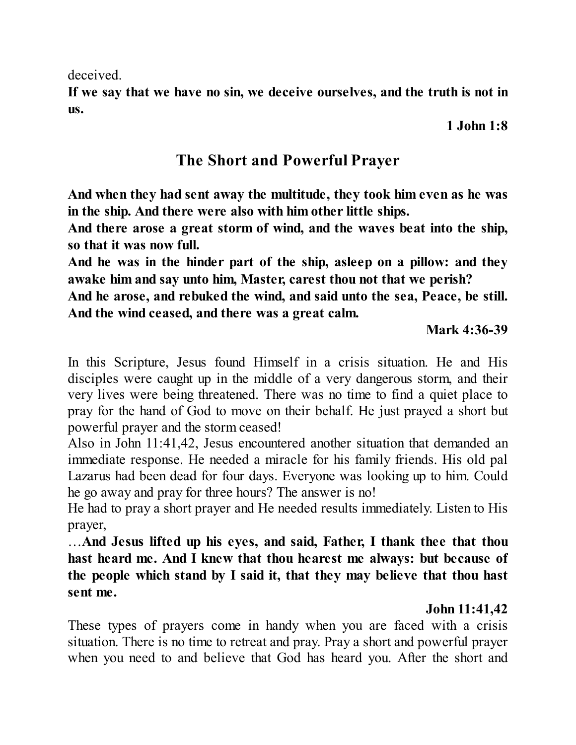deceived.

**If we say that we have no sin, we deceive ourselves, and the truth is not in us.**

**1 John 1:8**

## The Short and Powerful Prayer

**And when they had sent away the multitude, they took him even as he was in the ship. And there were also with him other little ships.**
**And there arose a great storm of wind, and the waves beat into the ship, so that it was now full.**
**And he was in the hinder part of the ship, asleep on a pillow: and they awake him and say unto him, Master, carest thou not that we perish?**
**And he arose, and rebuked the wind, and said unto the sea, Peace, be still. And the wind ceased, and there was a great calm.**

**Mark 4:36-39**

In this Scripture, Jesus found Himself in a crisis situation. He and His disciples were caught up in the middle of a very dangerous storm, and their very lives were being threatened. There was no time to find a quiet place to pray for the hand of God to move on their behalf. He just prayed a short but powerful prayer and the storm ceased!

Also in John 11:41,42, Jesus encountered another situation that demanded an immediate response. He needed a miracle for his family friends. His old pal Lazarus had been dead for four days. Everyone was looking up to him. Could he go away and pray for three hours? The answer is no!

He had to pray a short prayer and He needed results immediately. Listen to His prayer,

…**And Jesus lifted up his eyes, and said, Father, I thank thee that thou hast heard me. And I knew that thou hearest me always: but because of the people which stand by I said it, that they may believe that thou hast sent me.**

**John 11:41,42**

These types of prayers come in handy when you are faced with a crisis situation. There is no time to retreat and pray. Pray a short and powerful prayer when you need to and believe that God has heard you. After the short and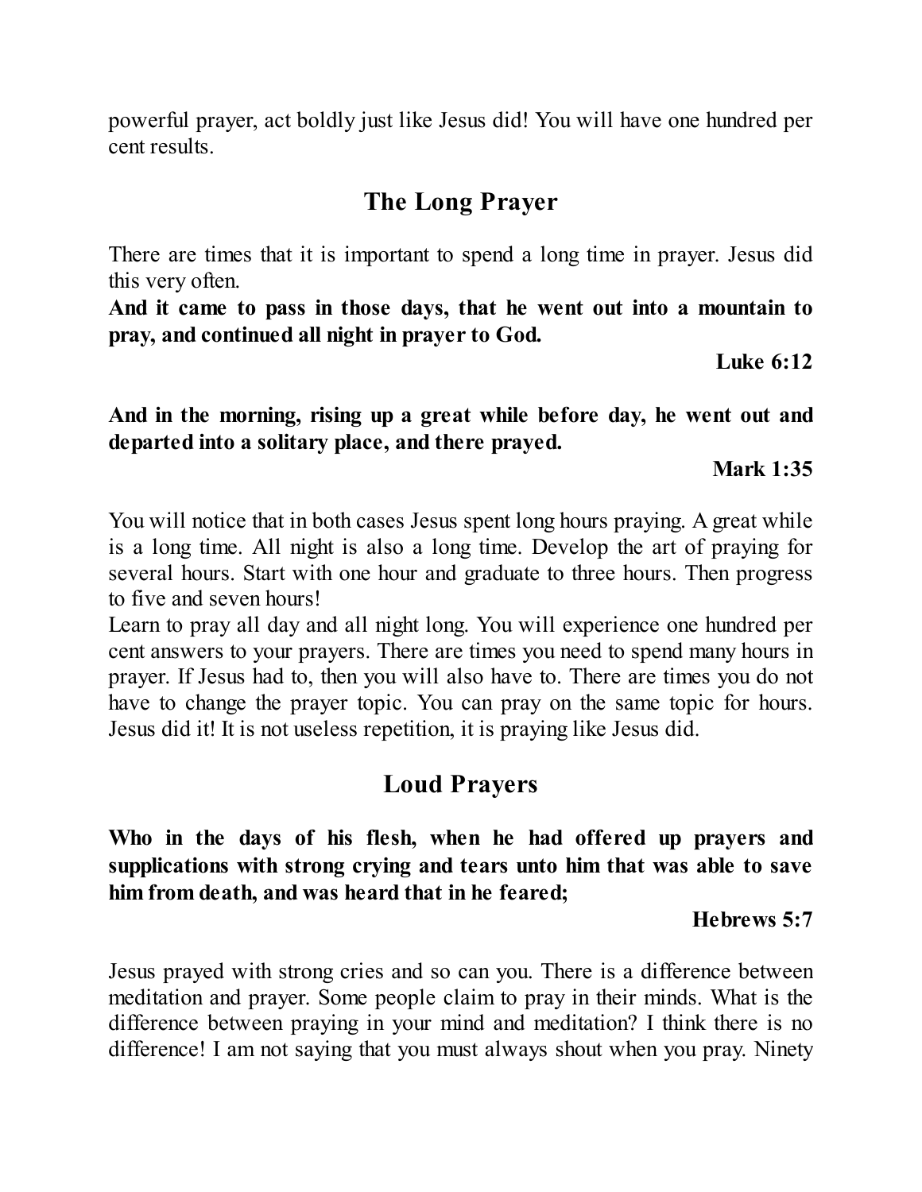powerful prayer, act boldly just like Jesus did! You will have one hundred per cent results.

## The Long Prayer

There are times that it is important to spend a long time in prayer. Jesus did this very often.

**And it came to pass in those days, that he went out into a mountain to pray, and continued all night in prayer to God.**

**Luke 6:12**

**And in the morning, rising up a great while before day, he went out and departed into a solitary place, and there prayed.**

**Mark 1:35**

You will notice that in both cases Jesus spent long hours praying. A great while is a long time. All night is also a long time. Develop the art of praying for several hours. Start with one hour and graduate to three hours. Then progress to five and seven hours!

Learn to pray all day and all night long. You will experience one hundred per cent answers to your prayers. There are times you need to spend many hours in prayer. If Jesus had to, then you will also have to. There are times you do not have to change the prayer topic. You can pray on the same topic for hours. Jesus did it! It is not useless repetition, it is praying like Jesus did.

## Loud Prayers

**Who in the days of his flesh, when he had offered up prayers and supplications with strong crying and tears unto him that was able to save him from death, and was heard that in he feared;**

**Hebrews 5:7**

Jesus prayed with strong cries and so can you. There is a difference between meditation and prayer. Some people claim to pray in their minds. What is the difference between praying in your mind and meditation? I think there is no difference! I am not saying that you must always shout when you pray. Ninety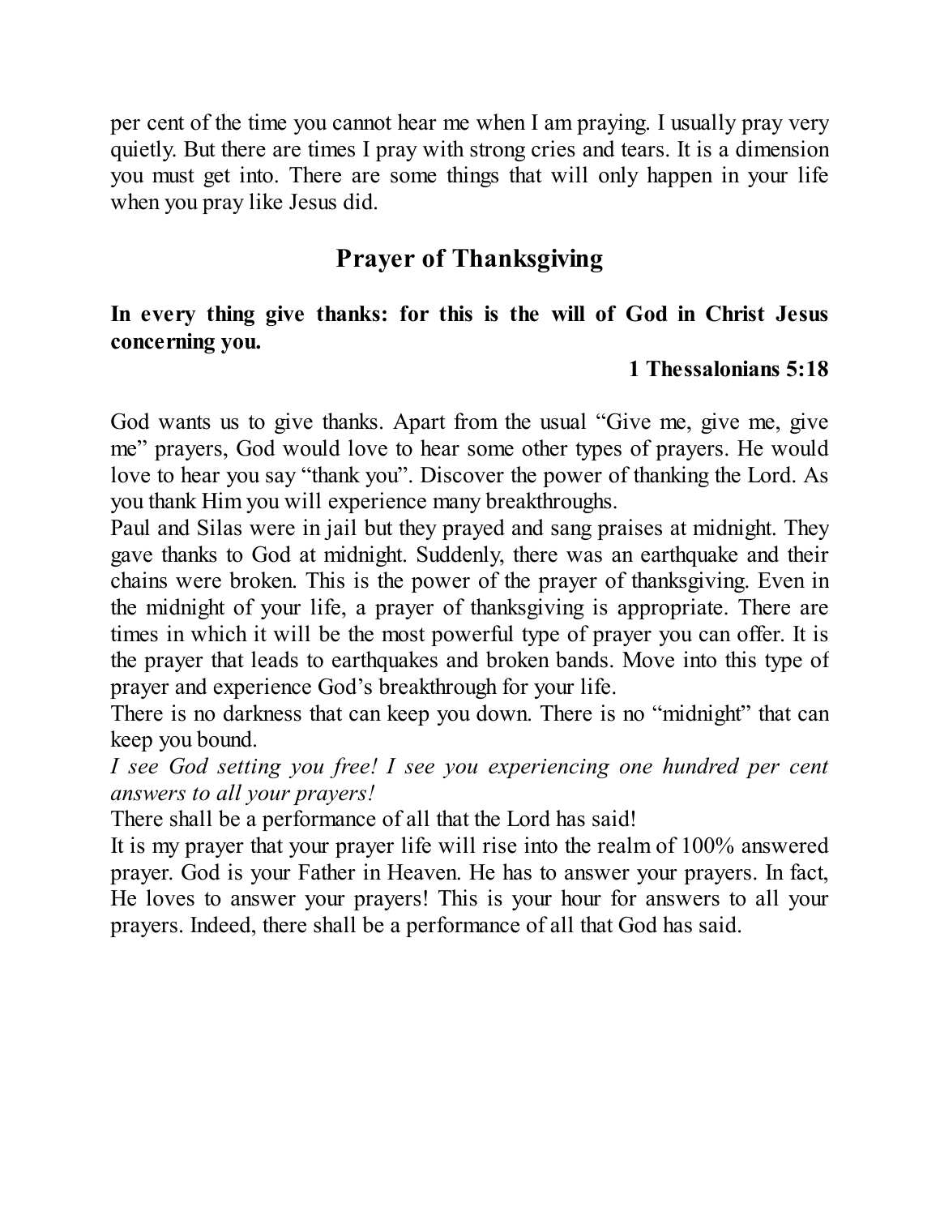per cent of the time you cannot hear me when I am praying. I usually pray very quietly. But there are times I pray with strong cries and tears. It is a dimension you must get into. There are some things that will only happen in your life when you pray like Jesus did.

## Prayer of Thanksgiving

**In every thing give thanks: for this is the will of God in Christ Jesus concerning you.**

**1 Thessalonians 5:18**

God wants us to give thanks. Apart from the usual "Give me, give me, give me" prayers, God would love to hear some other types of prayers. He would love to hear you say "thank you". Discover the power of thanking the Lord. As you thank Him you will experience many breakthroughs.

Paul and Silas were in jail but they prayed and sang praises at midnight. They gave thanks to God at midnight. Suddenly, there was an earthquake and their chains were broken. This is the power of the prayer of thanksgiving. Even in the midnight of your life, a prayer of thanksgiving is appropriate. There are times in which it will be the most powerful type of prayer you can offer. It is the prayer that leads to earthquakes and broken bands. Move into this type of prayer and experience God's breakthrough for your life.

There is no darkness that can keep you down. There is no "midnight" that can keep you bound.

*I see God setting you free! I see you experiencing one hundred per cent answers to all your prayers!*

There shall be a performance of all that the Lord has said!

It is my prayer that your prayer life will rise into the realm of 100% answered prayer. God is your Father in Heaven. He has to answer your prayers. In fact, He loves to answer your prayers! This is your hour for answers to all your prayers. Indeed, there shall be a performance of all that God has said.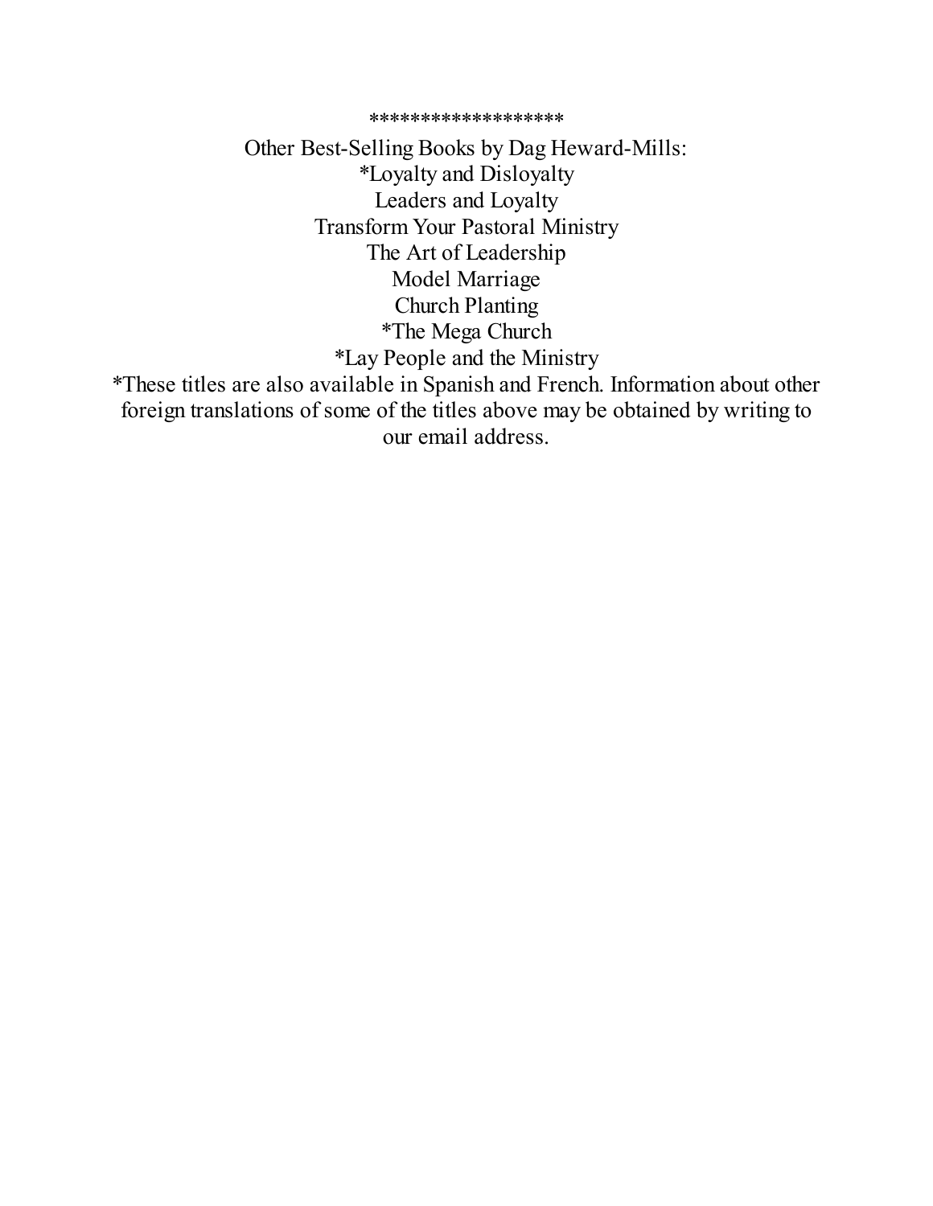******************

Other Best-Selling Books by Dag Heward-Mills:

*Loyalty and Disloyalty

Leaders and Loyalty

Transform Your Pastoral Ministry

The Art of Leadership

Model Marriage

Church Planting

*The Mega Church

*Lay People and the Ministry

*These titles are also available in Spanish and French. Information about other foreign translations of some of the titles above may be obtained by writing to our email address.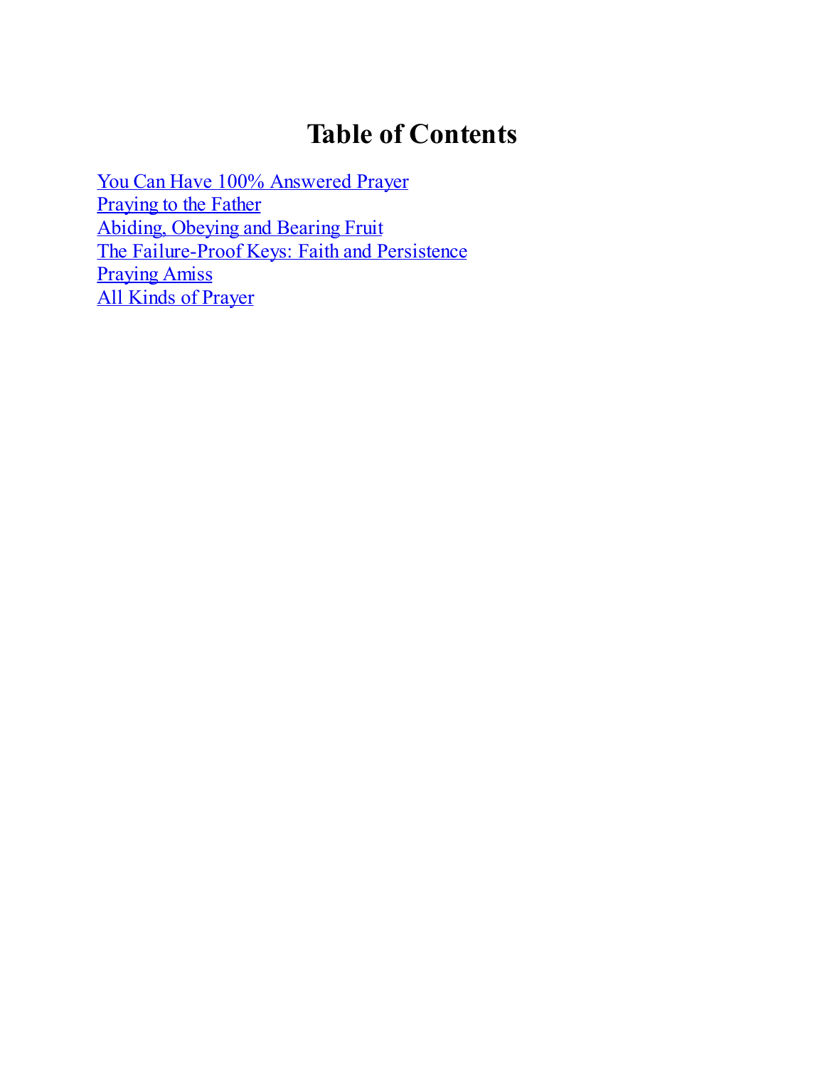# Table of Contents

You Can Have 100% Answered Prayer
Praying to the Father
Abiding, Obeying and Bearing Fruit
The Failure-Proof Keys: Faith and Persistence
Praying Amiss
All Kinds of Prayer